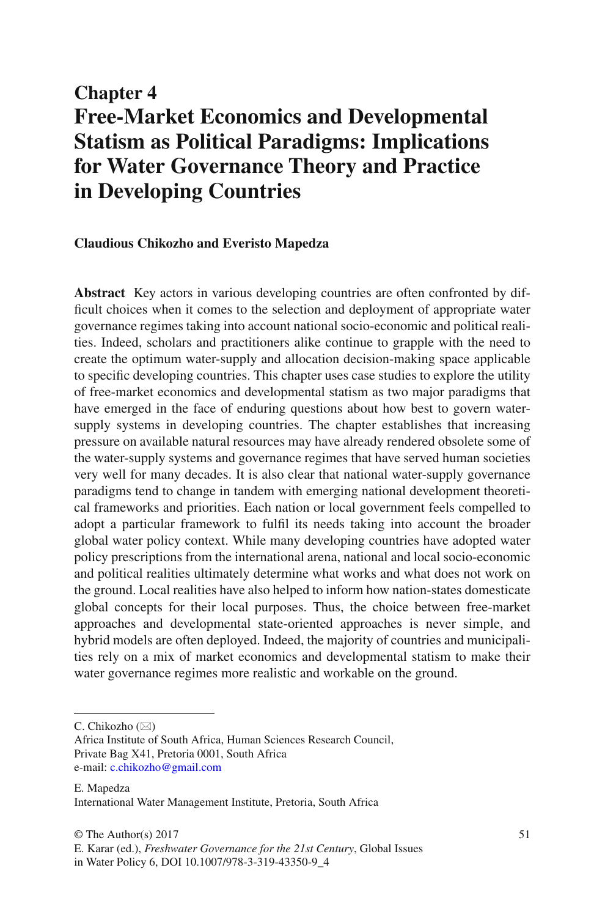# Chapter 4
# Free-Market Economics and Developmental Statism as Political Paradigms: Implications for Water Governance Theory and Practice in Developing Countries

**Claudious Chikozho and Everisto Mapedza**

**Abstract** Key actors in various developing countries are often confronted by difficult choices when it comes to the selection and deployment of appropriate water governance regimes taking into account national socio-economic and political realities. Indeed, scholars and practitioners alike continue to grapple with the need to create the optimum water-supply and allocation decision-making space applicable to specific developing countries. This chapter uses case studies to explore the utility of free-market economics and developmental statism as two major paradigms that have emerged in the face of enduring questions about how best to govern water-supply systems in developing countries. The chapter establishes that increasing pressure on available natural resources may have already rendered obsolete some of the water-supply systems and governance regimes that have served human societies very well for many decades. It is also clear that national water-supply governance paradigms tend to change in tandem with emerging national development theoretical frameworks and priorities. Each nation or local government feels compelled to adopt a particular framework to fulfil its needs taking into account the broader global water policy context. While many developing countries have adopted water policy prescriptions from the international arena, national and local socio-economic and political realities ultimately determine what works and what does not work on the ground. Local realities have also helped to inform how nation-states domesticate global concepts for their local purposes. Thus, the choice between free-market approaches and developmental state-oriented approaches is never simple, and hybrid models are often deployed. Indeed, the majority of countries and municipalities rely on a mix of market economics and developmental statism to make their water governance regimes more realistic and workable on the ground.

---

C. Chikozho (✉)
Africa Institute of South Africa, Human Sciences Research Council,
Private Bag X41, Pretoria 0001, South Africa
e-mail: c.chikozho@gmail.com

E. Mapedza
International Water Management Institute, Pretoria, South Africa

© The Author(s) 2017
E. Karar (ed.), *Freshwater Governance for the 21st Century*, Global Issues in Water Policy 6, DOI 10.1007/978-3-319-43350-9_4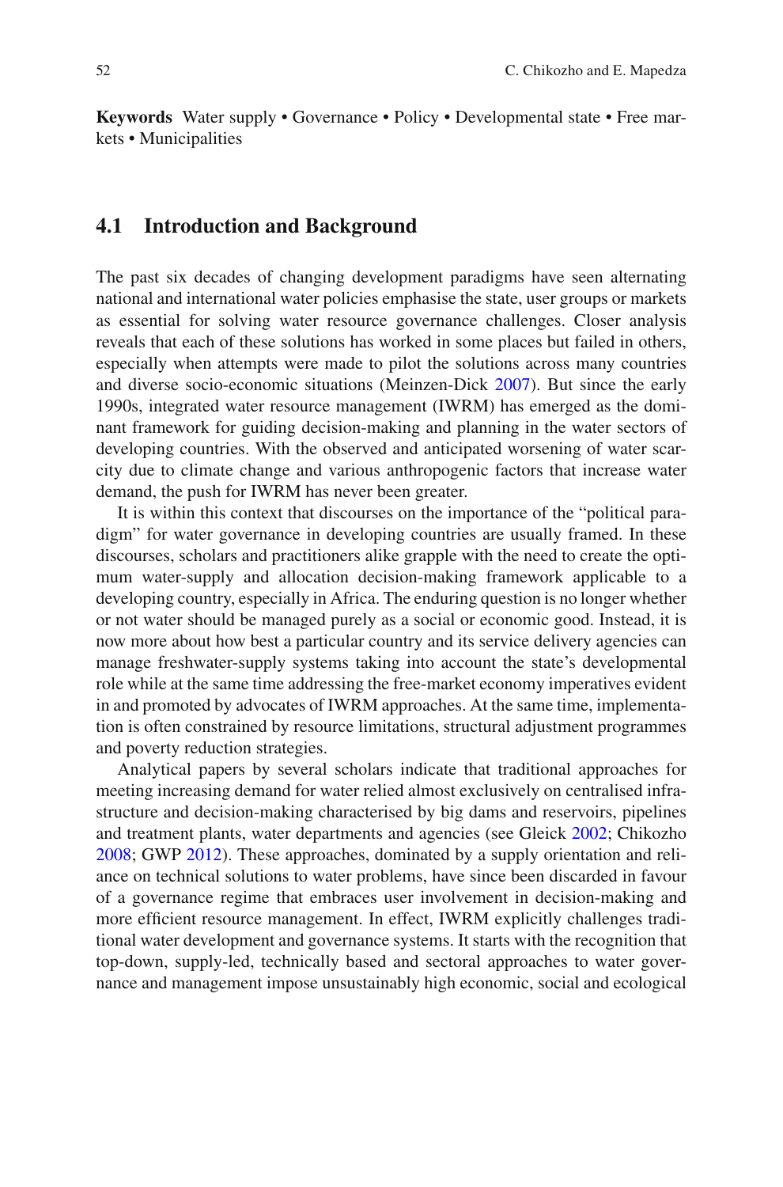**Keywords** Water supply • Governance • Policy • Developmental state • Free markets • Municipalities

## 4.1 Introduction and Background

The past six decades of changing development paradigms have seen alternating national and international water policies emphasise the state, user groups or markets as essential for solving water resource governance challenges. Closer analysis reveals that each of these solutions has worked in some places but failed in others, especially when attempts were made to pilot the solutions across many countries and diverse socio-economic situations (Meinzen-Dick 2007). But since the early 1990s, integrated water resource management (IWRM) has emerged as the dominant framework for guiding decision-making and planning in the water sectors of developing countries. With the observed and anticipated worsening of water scarcity due to climate change and various anthropogenic factors that increase water demand, the push for IWRM has never been greater.

It is within this context that discourses on the importance of the "political paradigm" for water governance in developing countries are usually framed. In these discourses, scholars and practitioners alike grapple with the need to create the optimum water-supply and allocation decision-making framework applicable to a developing country, especially in Africa. The enduring question is no longer whether or not water should be managed purely as a social or economic good. Instead, it is now more about how best a particular country and its service delivery agencies can manage freshwater-supply systems taking into account the state's developmental role while at the same time addressing the free-market economy imperatives evident in and promoted by advocates of IWRM approaches. At the same time, implementation is often constrained by resource limitations, structural adjustment programmes and poverty reduction strategies.

Analytical papers by several scholars indicate that traditional approaches for meeting increasing demand for water relied almost exclusively on centralised infrastructure and decision-making characterised by big dams and reservoirs, pipelines and treatment plants, water departments and agencies (see Gleick 2002; Chikozho 2008; GWP 2012). These approaches, dominated by a supply orientation and reliance on technical solutions to water problems, have since been discarded in favour of a governance regime that embraces user involvement in decision-making and more efficient resource management. In effect, IWRM explicitly challenges traditional water development and governance systems. It starts with the recognition that top-down, supply-led, technically based and sectoral approaches to water governance and management impose unsustainably high economic, social and ecological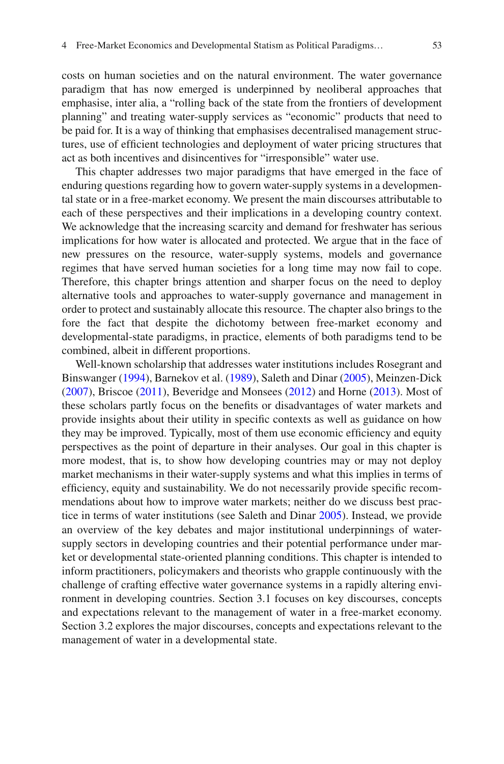costs on human societies and on the natural environment. The water governance paradigm that has now emerged is underpinned by neoliberal approaches that emphasise, inter alia, a "rolling back of the state from the frontiers of development planning" and treating water-supply services as "economic" products that need to be paid for. It is a way of thinking that emphasises decentralised management structures, use of efficient technologies and deployment of water pricing structures that act as both incentives and disincentives for "irresponsible" water use.

This chapter addresses two major paradigms that have emerged in the face of enduring questions regarding how to govern water-supply systems in a developmental state or in a free-market economy. We present the main discourses attributable to each of these perspectives and their implications in a developing country context. We acknowledge that the increasing scarcity and demand for freshwater has serious implications for how water is allocated and protected. We argue that in the face of new pressures on the resource, water-supply systems, models and governance regimes that have served human societies for a long time may now fail to cope. Therefore, this chapter brings attention and sharper focus on the need to deploy alternative tools and approaches to water-supply governance and management in order to protect and sustainably allocate this resource. The chapter also brings to the fore the fact that despite the dichotomy between free-market economy and developmental-state paradigms, in practice, elements of both paradigms tend to be combined, albeit in different proportions.

Well-known scholarship that addresses water institutions includes Rosegrant and Binswanger (1994), Barnekov et al. (1989), Saleth and Dinar (2005), Meinzen-Dick (2007), Briscoe (2011), Beveridge and Monsees (2012) and Horne (2013). Most of these scholars partly focus on the benefits or disadvantages of water markets and provide insights about their utility in specific contexts as well as guidance on how they may be improved. Typically, most of them use economic efficiency and equity perspectives as the point of departure in their analyses. Our goal in this chapter is more modest, that is, to show how developing countries may or may not deploy market mechanisms in their water-supply systems and what this implies in terms of efficiency, equity and sustainability. We do not necessarily provide specific recommendations about how to improve water markets; neither do we discuss best practice in terms of water institutions (see Saleth and Dinar 2005). Instead, we provide an overview of the key debates and major institutional underpinnings of water-supply sectors in developing countries and their potential performance under market or developmental state-oriented planning conditions. This chapter is intended to inform practitioners, policymakers and theorists who grapple continuously with the challenge of crafting effective water governance systems in a rapidly altering environment in developing countries. Section 3.1 focuses on key discourses, concepts and expectations relevant to the management of water in a free-market economy. Section 3.2 explores the major discourses, concepts and expectations relevant to the management of water in a developmental state.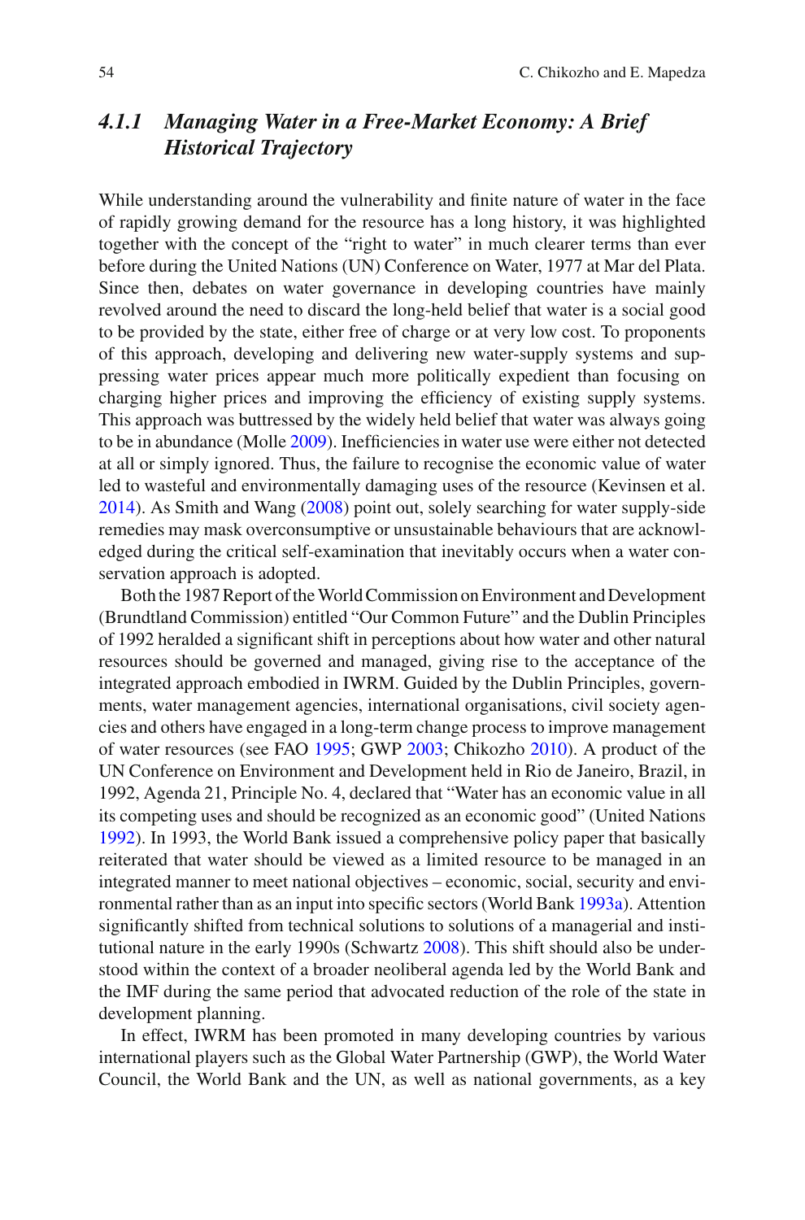### *4.1.1 Managing Water in a Free-Market Economy: A Brief Historical Trajectory*

While understanding around the vulnerability and finite nature of water in the face of rapidly growing demand for the resource has a long history, it was highlighted together with the concept of the "right to water" in much clearer terms than ever before during the United Nations (UN) Conference on Water, 1977 at Mar del Plata. Since then, debates on water governance in developing countries have mainly revolved around the need to discard the long-held belief that water is a social good to be provided by the state, either free of charge or at very low cost. To proponents of this approach, developing and delivering new water-supply systems and suppressing water prices appear much more politically expedient than focusing on charging higher prices and improving the efficiency of existing supply systems. This approach was buttressed by the widely held belief that water was always going to be in abundance (Molle 2009). Inefficiencies in water use were either not detected at all or simply ignored. Thus, the failure to recognise the economic value of water led to wasteful and environmentally damaging uses of the resource (Kevinsen et al. 2014). As Smith and Wang (2008) point out, solely searching for water supply-side remedies may mask overconsumptive or unsustainable behaviours that are acknowledged during the critical self-examination that inevitably occurs when a water conservation approach is adopted.

Both the 1987 Report of the World Commission on Environment and Development (Brundtland Commission) entitled "Our Common Future" and the Dublin Principles of 1992 heralded a significant shift in perceptions about how water and other natural resources should be governed and managed, giving rise to the acceptance of the integrated approach embodied in IWRM. Guided by the Dublin Principles, governments, water management agencies, international organisations, civil society agencies and others have engaged in a long-term change process to improve management of water resources (see FAO 1995; GWP 2003; Chikozho 2010). A product of the UN Conference on Environment and Development held in Rio de Janeiro, Brazil, in 1992, Agenda 21, Principle No. 4, declared that "Water has an economic value in all its competing uses and should be recognized as an economic good" (United Nations 1992). In 1993, the World Bank issued a comprehensive policy paper that basically reiterated that water should be viewed as a limited resource to be managed in an integrated manner to meet national objectives – economic, social, security and environmental rather than as an input into specific sectors (World Bank 1993a). Attention significantly shifted from technical solutions to solutions of a managerial and institutional nature in the early 1990s (Schwartz 2008). This shift should also be understood within the context of a broader neoliberal agenda led by the World Bank and the IMF during the same period that advocated reduction of the role of the state in development planning.

In effect, IWRM has been promoted in many developing countries by various international players such as the Global Water Partnership (GWP), the World Water Council, the World Bank and the UN, as well as national governments, as a key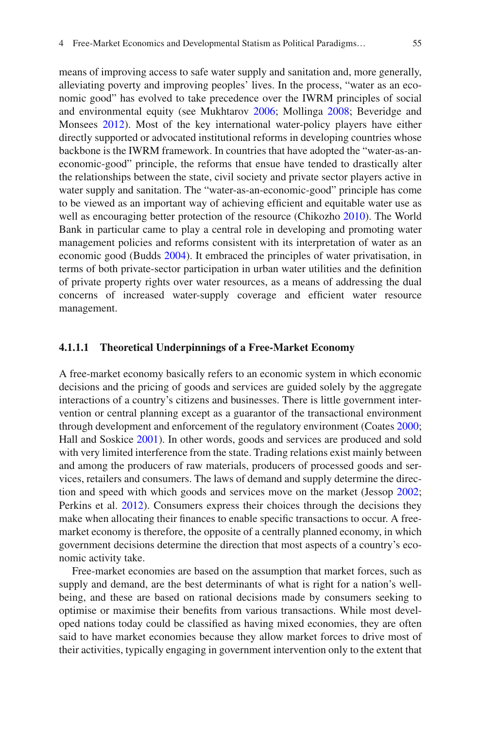means of improving access to safe water supply and sanitation and, more generally, alleviating poverty and improving peoples' lives. In the process, "water as an economic good" has evolved to take precedence over the IWRM principles of social and environmental equity (see Mukhtarov 2006; Mollinga 2008; Beveridge and Monsees 2012). Most of the key international water-policy players have either directly supported or advocated institutional reforms in developing countries whose backbone is the IWRM framework. In countries that have adopted the "water-as-an-economic-good" principle, the reforms that ensue have tended to drastically alter the relationships between the state, civil society and private sector players active in water supply and sanitation. The "water-as-an-economic-good" principle has come to be viewed as an important way of achieving efficient and equitable water use as well as encouraging better protection of the resource (Chikozho 2010). The World Bank in particular came to play a central role in developing and promoting water management policies and reforms consistent with its interpretation of water as an economic good (Budds 2004). It embraced the principles of water privatisation, in terms of both private-sector participation in urban water utilities and the definition of private property rights over water resources, as a means of addressing the dual concerns of increased water-supply coverage and efficient water resource management.

#### 4.1.1.1 Theoretical Underpinnings of a Free-Market Economy

A free-market economy basically refers to an economic system in which economic decisions and the pricing of goods and services are guided solely by the aggregate interactions of a country's citizens and businesses. There is little government intervention or central planning except as a guarantor of the transactional environment through development and enforcement of the regulatory environment (Coates 2000; Hall and Soskice 2001). In other words, goods and services are produced and sold with very limited interference from the state. Trading relations exist mainly between and among the producers of raw materials, producers of processed goods and services, retailers and consumers. The laws of demand and supply determine the direction and speed with which goods and services move on the market (Jessop 2002; Perkins et al. 2012). Consumers express their choices through the decisions they make when allocating their finances to enable specific transactions to occur. A free-market economy is therefore, the opposite of a centrally planned economy, in which government decisions determine the direction that most aspects of a country's economic activity take.

Free-market economies are based on the assumption that market forces, such as supply and demand, are the best determinants of what is right for a nation's well-being, and these are based on rational decisions made by consumers seeking to optimise or maximise their benefits from various transactions. While most developed nations today could be classified as having mixed economies, they are often said to have market economies because they allow market forces to drive most of their activities, typically engaging in government intervention only to the extent that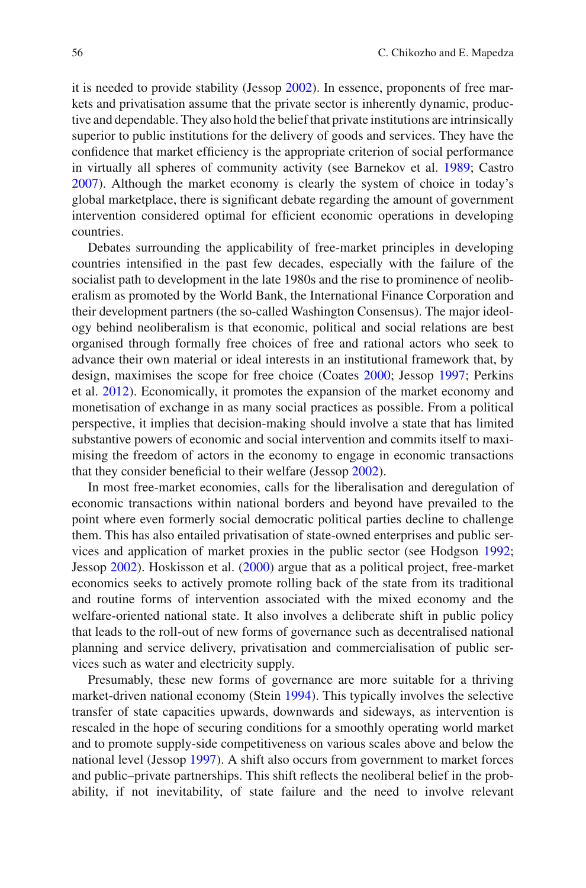it is needed to provide stability (Jessop 2002). In essence, proponents of free markets and privatisation assume that the private sector is inherently dynamic, productive and dependable. They also hold the belief that private institutions are intrinsically superior to public institutions for the delivery of goods and services. They have the confidence that market efficiency is the appropriate criterion of social performance in virtually all spheres of community activity (see Barnekov et al. 1989; Castro 2007). Although the market economy is clearly the system of choice in today's global marketplace, there is significant debate regarding the amount of government intervention considered optimal for efficient economic operations in developing countries.

Debates surrounding the applicability of free-market principles in developing countries intensified in the past few decades, especially with the failure of the socialist path to development in the late 1980s and the rise to prominence of neoliberalism as promoted by the World Bank, the International Finance Corporation and their development partners (the so-called Washington Consensus). The major ideology behind neoliberalism is that economic, political and social relations are best organised through formally free choices of free and rational actors who seek to advance their own material or ideal interests in an institutional framework that, by design, maximises the scope for free choice (Coates 2000; Jessop 1997; Perkins et al. 2012). Economically, it promotes the expansion of the market economy and monetisation of exchange in as many social practices as possible. From a political perspective, it implies that decision-making should involve a state that has limited substantive powers of economic and social intervention and commits itself to maximising the freedom of actors in the economy to engage in economic transactions that they consider beneficial to their welfare (Jessop 2002).

In most free-market economies, calls for the liberalisation and deregulation of economic transactions within national borders and beyond have prevailed to the point where even formerly social democratic political parties decline to challenge them. This has also entailed privatisation of state-owned enterprises and public services and application of market proxies in the public sector (see Hodgson 1992; Jessop 2002). Hoskisson et al. (2000) argue that as a political project, free-market economics seeks to actively promote rolling back of the state from its traditional and routine forms of intervention associated with the mixed economy and the welfare-oriented national state. It also involves a deliberate shift in public policy that leads to the roll-out of new forms of governance such as decentralised national planning and service delivery, privatisation and commercialisation of public services such as water and electricity supply.

Presumably, these new forms of governance are more suitable for a thriving market-driven national economy (Stein 1994). This typically involves the selective transfer of state capacities upwards, downwards and sideways, as intervention is rescaled in the hope of securing conditions for a smoothly operating world market and to promote supply-side competitiveness on various scales above and below the national level (Jessop 1997). A shift also occurs from government to market forces and public–private partnerships. This shift reflects the neoliberal belief in the probability, if not inevitability, of state failure and the need to involve relevant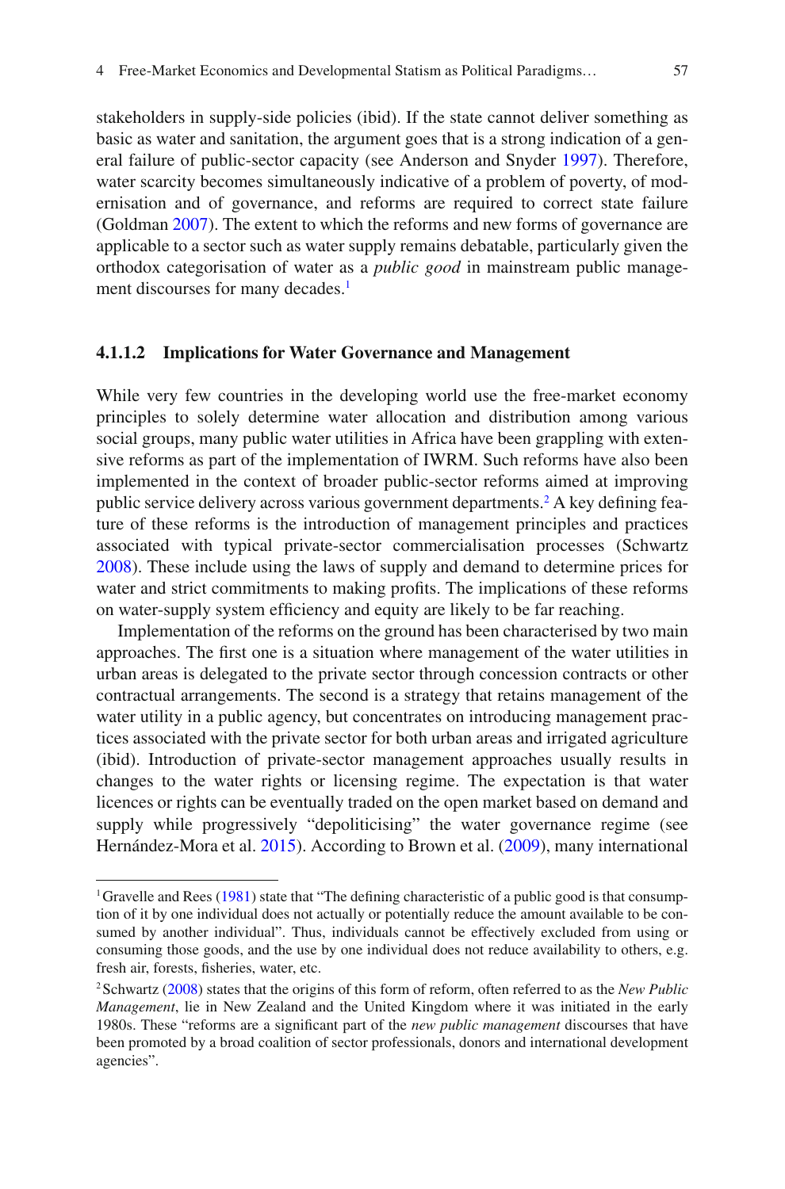stakeholders in supply-side policies (ibid). If the state cannot deliver something as basic as water and sanitation, the argument goes that is a strong indication of a general failure of public-sector capacity (see Anderson and Snyder 1997). Therefore, water scarcity becomes simultaneously indicative of a problem of poverty, of modernisation and of governance, and reforms are required to correct state failure (Goldman 2007). The extent to which the reforms and new forms of governance are applicable to a sector such as water supply remains debatable, particularly given the orthodox categorisation of water as a *public good* in mainstream public management discourses for many decades.[1]

#### 4.1.1.2 Implications for Water Governance and Management

While very few countries in the developing world use the free-market economy principles to solely determine water allocation and distribution among various social groups, many public water utilities in Africa have been grappling with extensive reforms as part of the implementation of IWRM. Such reforms have also been implemented in the context of broader public-sector reforms aimed at improving public service delivery across various government departments.[2] A key defining feature of these reforms is the introduction of management principles and practices associated with typical private-sector commercialisation processes (Schwartz 2008). These include using the laws of supply and demand to determine prices for water and strict commitments to making profits. The implications of these reforms on water-supply system efficiency and equity are likely to be far reaching.

Implementation of the reforms on the ground has been characterised by two main approaches. The first one is a situation where management of the water utilities in urban areas is delegated to the private sector through concession contracts or other contractual arrangements. The second is a strategy that retains management of the water utility in a public agency, but concentrates on introducing management practices associated with the private sector for both urban areas and irrigated agriculture (ibid). Introduction of private-sector management approaches usually results in changes to the water rights or licensing regime. The expectation is that water licences or rights can be eventually traded on the open market based on demand and supply while progressively "depoliticising" the water governance regime (see Hernández-Mora et al. 2015). According to Brown et al. (2009), many international

---

[1] Gravelle and Rees (1981) state that "The defining characteristic of a public good is that consumption of it by one individual does not actually or potentially reduce the amount available to be consumed by another individual". Thus, individuals cannot be effectively excluded from using or consuming those goods, and the use by one individual does not reduce availability to others, e.g. fresh air, forests, fisheries, water, etc.

[2] Schwartz (2008) states that the origins of this form of reform, often referred to as the *New Public Management*, lie in New Zealand and the United Kingdom where it was initiated in the early 1980s. These "reforms are a significant part of the *new public management* discourses that have been promoted by a broad coalition of sector professionals, donors and international development agencies".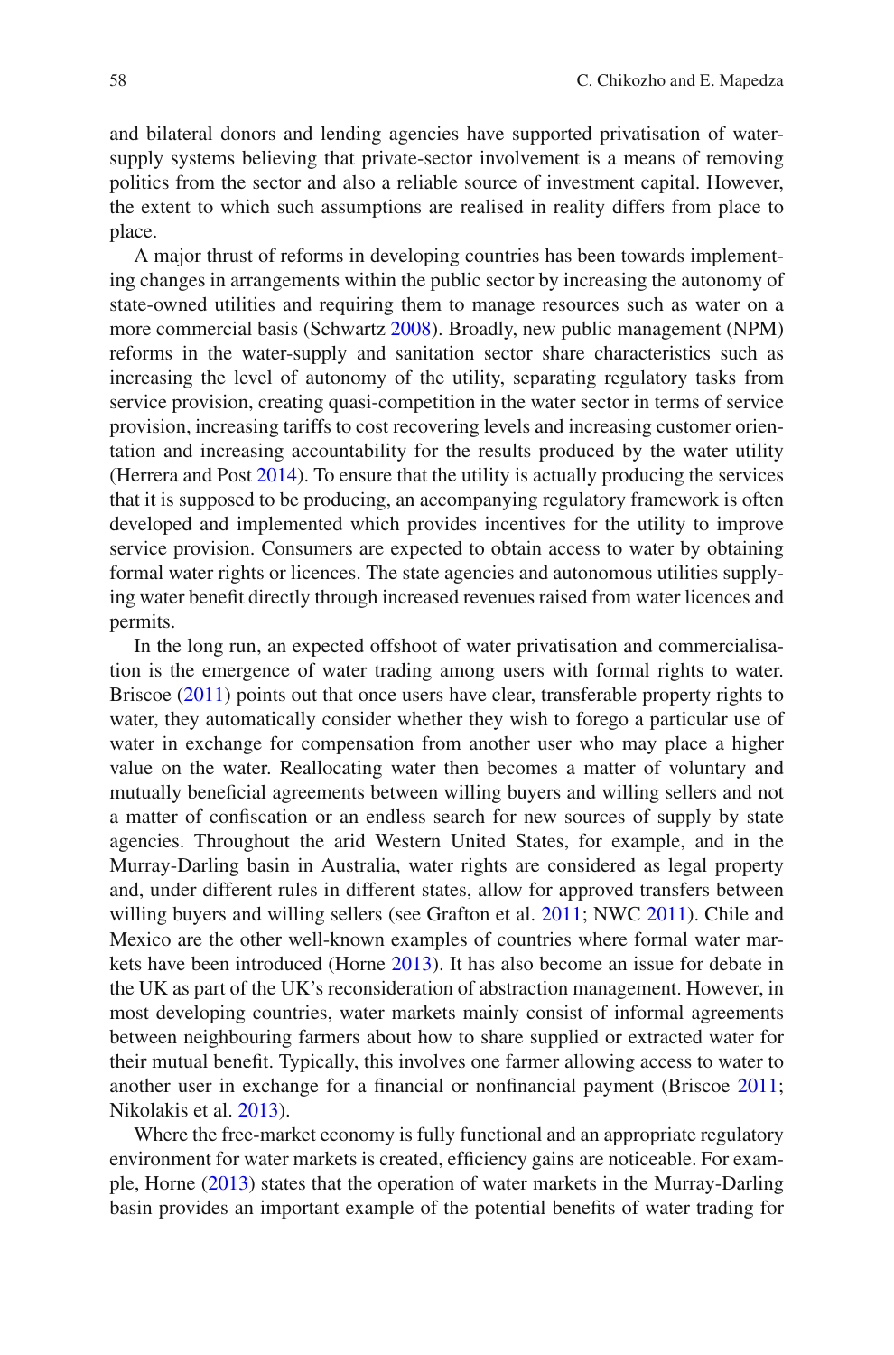and bilateral donors and lending agencies have supported privatisation of water-supply systems believing that private-sector involvement is a means of removing politics from the sector and also a reliable source of investment capital. However, the extent to which such assumptions are realised in reality differs from place to place.

A major thrust of reforms in developing countries has been towards implementing changes in arrangements within the public sector by increasing the autonomy of state-owned utilities and requiring them to manage resources such as water on a more commercial basis (Schwartz 2008). Broadly, new public management (NPM) reforms in the water-supply and sanitation sector share characteristics such as increasing the level of autonomy of the utility, separating regulatory tasks from service provision, creating quasi-competition in the water sector in terms of service provision, increasing tariffs to cost recovering levels and increasing customer orientation and increasing accountability for the results produced by the water utility (Herrera and Post 2014). To ensure that the utility is actually producing the services that it is supposed to be producing, an accompanying regulatory framework is often developed and implemented which provides incentives for the utility to improve service provision. Consumers are expected to obtain access to water by obtaining formal water rights or licences. The state agencies and autonomous utilities supplying water benefit directly through increased revenues raised from water licences and permits.

In the long run, an expected offshoot of water privatisation and commercialisation is the emergence of water trading among users with formal rights to water. Briscoe (2011) points out that once users have clear, transferable property rights to water, they automatically consider whether they wish to forego a particular use of water in exchange for compensation from another user who may place a higher value on the water. Reallocating water then becomes a matter of voluntary and mutually beneficial agreements between willing buyers and willing sellers and not a matter of confiscation or an endless search for new sources of supply by state agencies. Throughout the arid Western United States, for example, and in the Murray-Darling basin in Australia, water rights are considered as legal property and, under different rules in different states, allow for approved transfers between willing buyers and willing sellers (see Grafton et al. 2011; NWC 2011). Chile and Mexico are the other well-known examples of countries where formal water markets have been introduced (Horne 2013). It has also become an issue for debate in the UK as part of the UK's reconsideration of abstraction management. However, in most developing countries, water markets mainly consist of informal agreements between neighbouring farmers about how to share supplied or extracted water for their mutual benefit. Typically, this involves one farmer allowing access to water to another user in exchange for a financial or nonfinancial payment (Briscoe 2011; Nikolakis et al. 2013).

Where the free-market economy is fully functional and an appropriate regulatory environment for water markets is created, efficiency gains are noticeable. For example, Horne (2013) states that the operation of water markets in the Murray-Darling basin provides an important example of the potential benefits of water trading for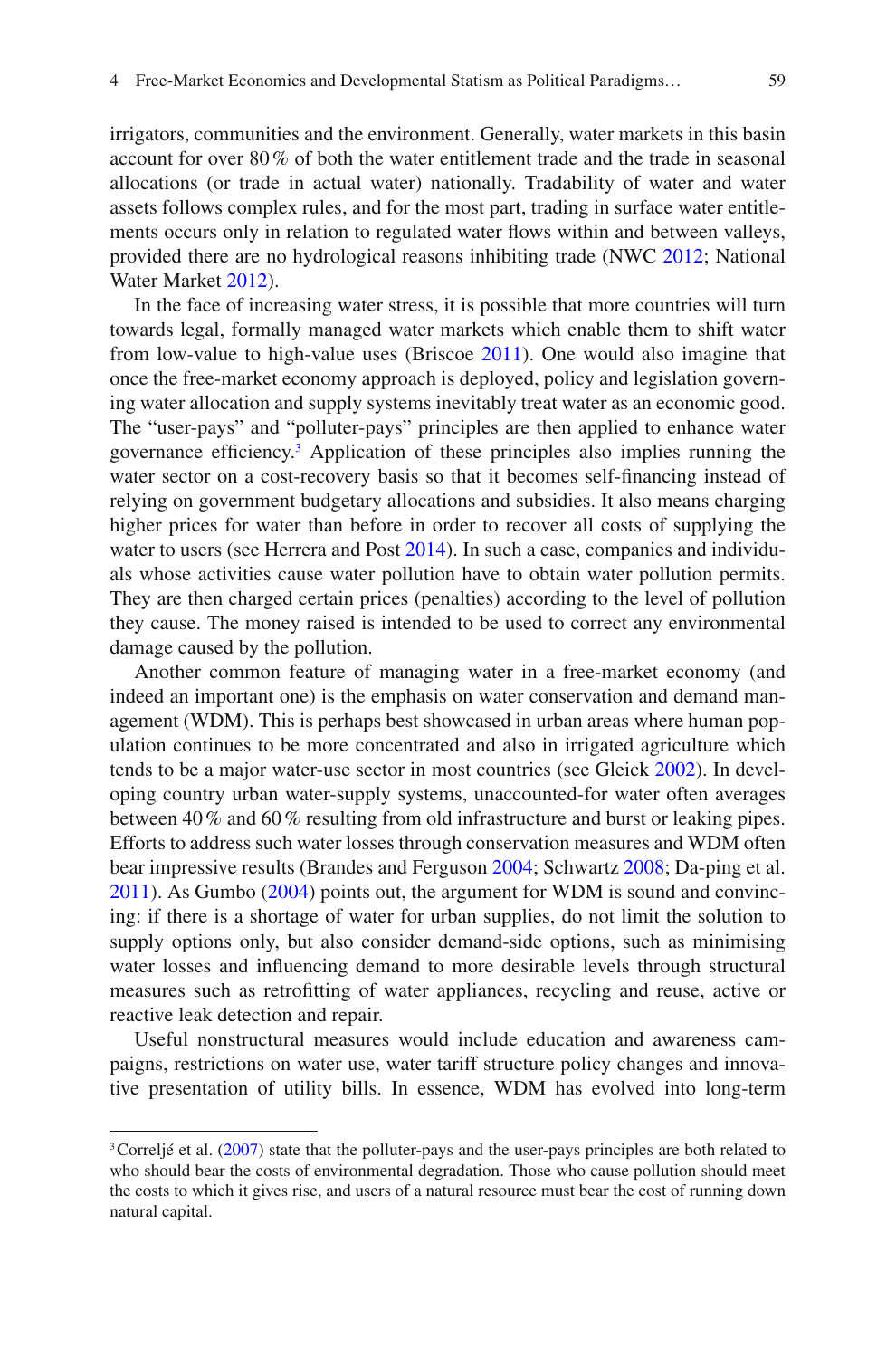irrigators, communities and the environment. Generally, water markets in this basin account for over 80 % of both the water entitlement trade and the trade in seasonal allocations (or trade in actual water) nationally. Tradability of water and water assets follows complex rules, and for the most part, trading in surface water entitlements occurs only in relation to regulated water flows within and between valleys, provided there are no hydrological reasons inhibiting trade (NWC 2012; National Water Market 2012).

In the face of increasing water stress, it is possible that more countries will turn towards legal, formally managed water markets which enable them to shift water from low-value to high-value uses (Briscoe 2011). One would also imagine that once the free-market economy approach is deployed, policy and legislation governing water allocation and supply systems inevitably treat water as an economic good. The "user-pays" and "polluter-pays" principles are then applied to enhance water governance efficiency.[3] Application of these principles also implies running the water sector on a cost-recovery basis so that it becomes self-financing instead of relying on government budgetary allocations and subsidies. It also means charging higher prices for water than before in order to recover all costs of supplying the water to users (see Herrera and Post 2014). In such a case, companies and individuals whose activities cause water pollution have to obtain water pollution permits. They are then charged certain prices (penalties) according to the level of pollution they cause. The money raised is intended to be used to correct any environmental damage caused by the pollution.

Another common feature of managing water in a free-market economy (and indeed an important one) is the emphasis on water conservation and demand management (WDM). This is perhaps best showcased in urban areas where human population continues to be more concentrated and also in irrigated agriculture which tends to be a major water-use sector in most countries (see Gleick 2002). In developing country urban water-supply systems, unaccounted-for water often averages between 40 % and 60 % resulting from old infrastructure and burst or leaking pipes. Efforts to address such water losses through conservation measures and WDM often bear impressive results (Brandes and Ferguson 2004; Schwartz 2008; Da-ping et al. 2011). As Gumbo (2004) points out, the argument for WDM is sound and convincing: if there is a shortage of water for urban supplies, do not limit the solution to supply options only, but also consider demand-side options, such as minimising water losses and influencing demand to more desirable levels through structural measures such as retrofitting of water appliances, recycling and reuse, active or reactive leak detection and repair.

Useful nonstructural measures would include education and awareness campaigns, restrictions on water use, water tariff structure policy changes and innovative presentation of utility bills. In essence, WDM has evolved into long-term

[3] Correljé et al. (2007) state that the polluter-pays and the user-pays principles are both related to who should bear the costs of environmental degradation. Those who cause pollution should meet the costs to which it gives rise, and users of a natural resource must bear the cost of running down natural capital.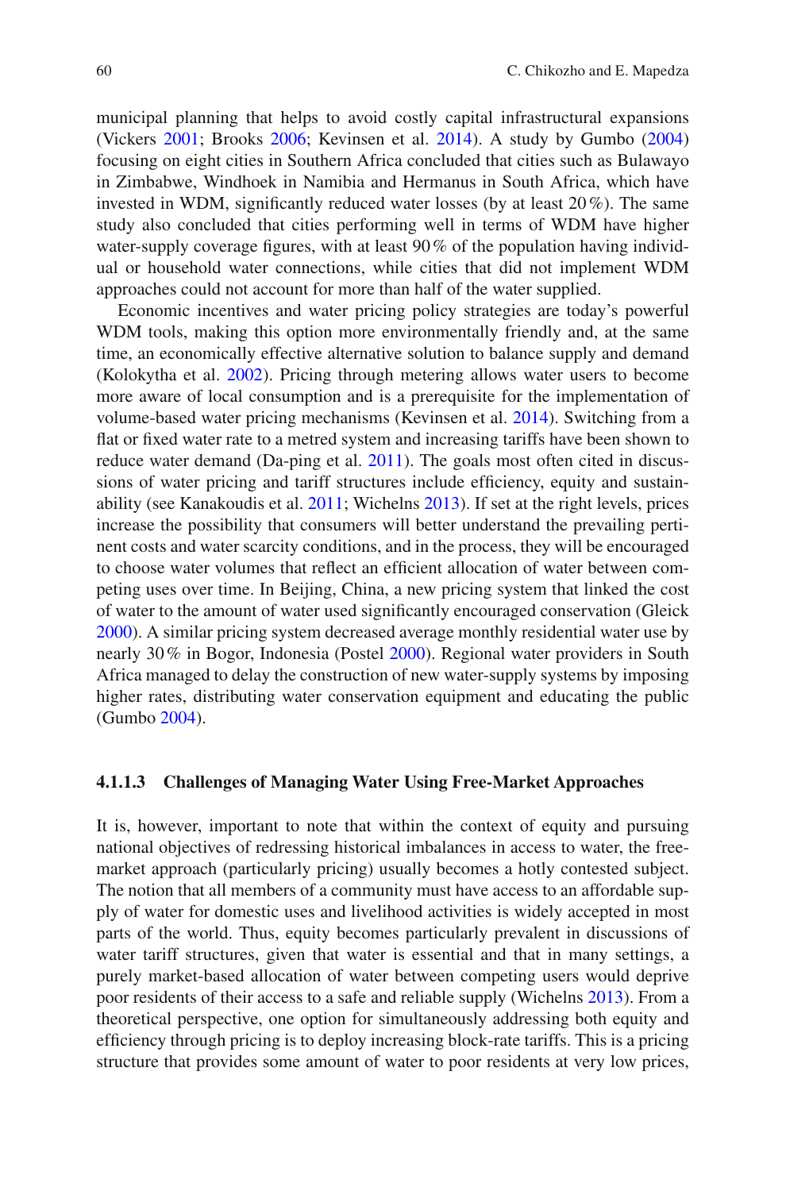municipal planning that helps to avoid costly capital infrastructural expansions (Vickers 2001; Brooks 2006; Kevinsen et al. 2014). A study by Gumbo (2004) focusing on eight cities in Southern Africa concluded that cities such as Bulawayo in Zimbabwe, Windhoek in Namibia and Hermanus in South Africa, which have invested in WDM, significantly reduced water losses (by at least 20 %). The same study also concluded that cities performing well in terms of WDM have higher water-supply coverage figures, with at least 90 % of the population having individual or household water connections, while cities that did not implement WDM approaches could not account for more than half of the water supplied.

Economic incentives and water pricing policy strategies are today's powerful WDM tools, making this option more environmentally friendly and, at the same time, an economically effective alternative solution to balance supply and demand (Kolokytha et al. 2002). Pricing through metering allows water users to become more aware of local consumption and is a prerequisite for the implementation of volume-based water pricing mechanisms (Kevinsen et al. 2014). Switching from a flat or fixed water rate to a metred system and increasing tariffs have been shown to reduce water demand (Da-ping et al. 2011). The goals most often cited in discussions of water pricing and tariff structures include efficiency, equity and sustainability (see Kanakoudis et al. 2011; Wichelns 2013). If set at the right levels, prices increase the possibility that consumers will better understand the prevailing pertinent costs and water scarcity conditions, and in the process, they will be encouraged to choose water volumes that reflect an efficient allocation of water between competing uses over time. In Beijing, China, a new pricing system that linked the cost of water to the amount of water used significantly encouraged conservation (Gleick 2000). A similar pricing system decreased average monthly residential water use by nearly 30 % in Bogor, Indonesia (Postel 2000). Regional water providers in South Africa managed to delay the construction of new water-supply systems by imposing higher rates, distributing water conservation equipment and educating the public (Gumbo 2004).

#### 4.1.1.3 Challenges of Managing Water Using Free-Market Approaches

It is, however, important to note that within the context of equity and pursuing national objectives of redressing historical imbalances in access to water, the free-market approach (particularly pricing) usually becomes a hotly contested subject. The notion that all members of a community must have access to an affordable supply of water for domestic uses and livelihood activities is widely accepted in most parts of the world. Thus, equity becomes particularly prevalent in discussions of water tariff structures, given that water is essential and that in many settings, a purely market-based allocation of water between competing users would deprive poor residents of their access to a safe and reliable supply (Wichelns 2013). From a theoretical perspective, one option for simultaneously addressing both equity and efficiency through pricing is to deploy increasing block-rate tariffs. This is a pricing structure that provides some amount of water to poor residents at very low prices,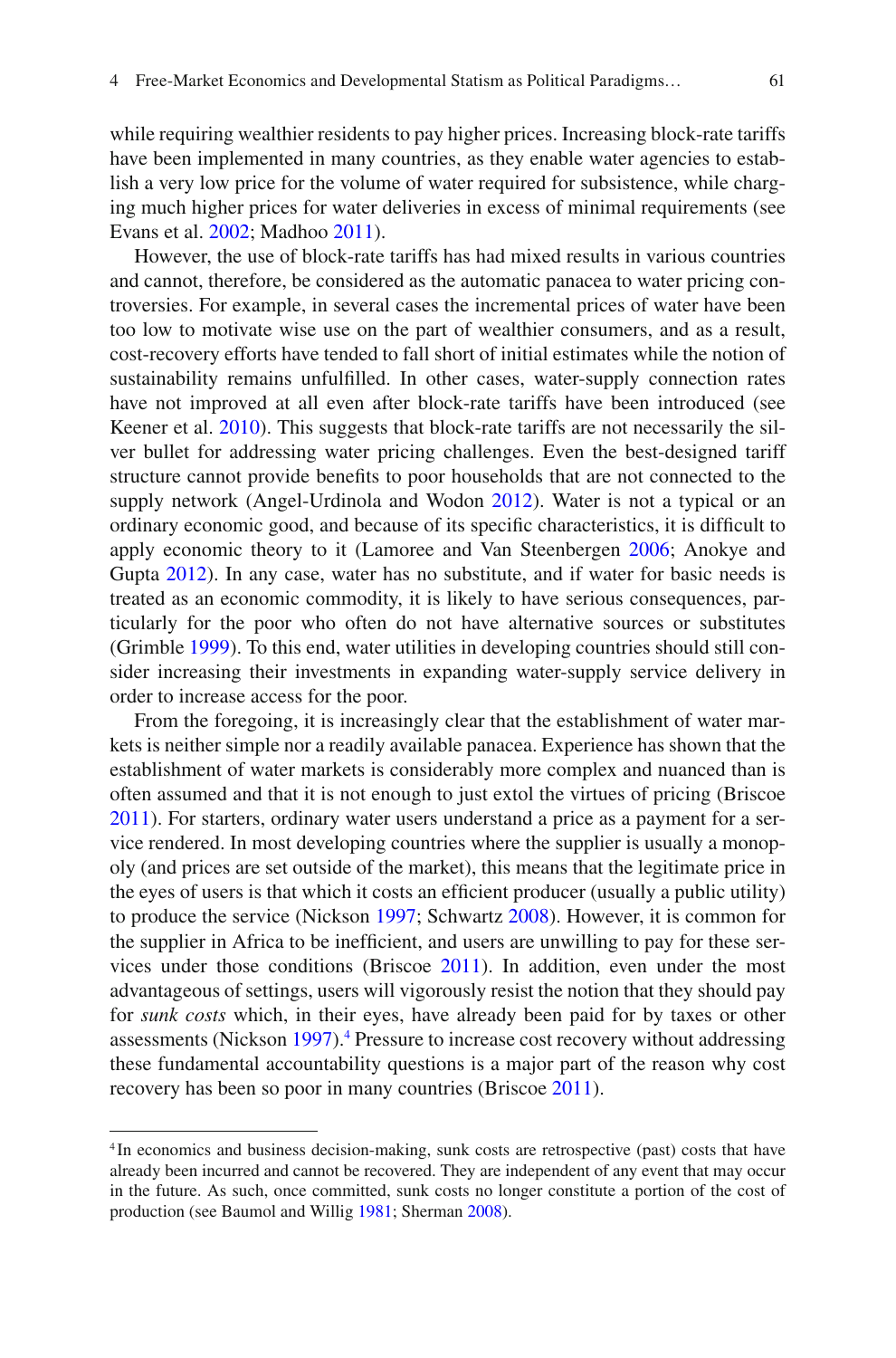while requiring wealthier residents to pay higher prices. Increasing block-rate tariffs have been implemented in many countries, as they enable water agencies to establish a very low price for the volume of water required for subsistence, while charging much higher prices for water deliveries in excess of minimal requirements (see Evans et al. 2002; Madhoo 2011).

However, the use of block-rate tariffs has had mixed results in various countries and cannot, therefore, be considered as the automatic panacea to water pricing controversies. For example, in several cases the incremental prices of water have been too low to motivate wise use on the part of wealthier consumers, and as a result, cost-recovery efforts have tended to fall short of initial estimates while the notion of sustainability remains unfulfilled. In other cases, water-supply connection rates have not improved at all even after block-rate tariffs have been introduced (see Keener et al. 2010). This suggests that block-rate tariffs are not necessarily the silver bullet for addressing water pricing challenges. Even the best-designed tariff structure cannot provide benefits to poor households that are not connected to the supply network (Angel-Urdinola and Wodon 2012). Water is not a typical or an ordinary economic good, and because of its specific characteristics, it is difficult to apply economic theory to it (Lamoree and Van Steenbergen 2006; Anokye and Gupta 2012). In any case, water has no substitute, and if water for basic needs is treated as an economic commodity, it is likely to have serious consequences, particularly for the poor who often do not have alternative sources or substitutes (Grimble 1999). To this end, water utilities in developing countries should still consider increasing their investments in expanding water-supply service delivery in order to increase access for the poor.

From the foregoing, it is increasingly clear that the establishment of water markets is neither simple nor a readily available panacea. Experience has shown that the establishment of water markets is considerably more complex and nuanced than is often assumed and that it is not enough to just extol the virtues of pricing (Briscoe 2011). For starters, ordinary water users understand a price as a payment for a service rendered. In most developing countries where the supplier is usually a monopoly (and prices are set outside of the market), this means that the legitimate price in the eyes of users is that which it costs an efficient producer (usually a public utility) to produce the service (Nickson 1997; Schwartz 2008). However, it is common for the supplier in Africa to be inefficient, and users are unwilling to pay for these services under those conditions (Briscoe 2011). In addition, even under the most advantageous of settings, users will vigorously resist the notion that they should pay for *sunk costs* which, in their eyes, have already been paid for by taxes or other assessments (Nickson 1997).[4] Pressure to increase cost recovery without addressing these fundamental accountability questions is a major part of the reason why cost recovery has been so poor in many countries (Briscoe 2011).

[4] In economics and business decision-making, sunk costs are retrospective (past) costs that have already been incurred and cannot be recovered. They are independent of any event that may occur in the future. As such, once committed, sunk costs no longer constitute a portion of the cost of production (see Baumol and Willig 1981; Sherman 2008).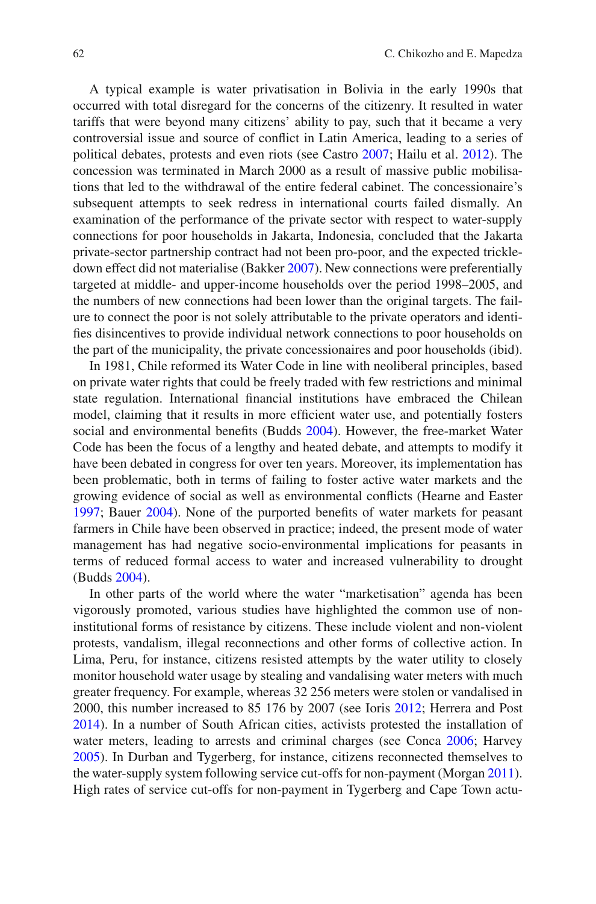A typical example is water privatisation in Bolivia in the early 1990s that occurred with total disregard for the concerns of the citizenry. It resulted in water tariffs that were beyond many citizens' ability to pay, such that it became a very controversial issue and source of conflict in Latin America, leading to a series of political debates, protests and even riots (see Castro 2007; Hailu et al. 2012). The concession was terminated in March 2000 as a result of massive public mobilisations that led to the withdrawal of the entire federal cabinet. The concessionaire's subsequent attempts to seek redress in international courts failed dismally. An examination of the performance of the private sector with respect to water-supply connections for poor households in Jakarta, Indonesia, concluded that the Jakarta private-sector partnership contract had not been pro-poor, and the expected trickle-down effect did not materialise (Bakker 2007). New connections were preferentially targeted at middle- and upper-income households over the period 1998–2005, and the numbers of new connections had been lower than the original targets. The failure to connect the poor is not solely attributable to the private operators and identifies disincentives to provide individual network connections to poor households on the part of the municipality, the private concessionaires and poor households (ibid).

In 1981, Chile reformed its Water Code in line with neoliberal principles, based on private water rights that could be freely traded with few restrictions and minimal state regulation. International financial institutions have embraced the Chilean model, claiming that it results in more efficient water use, and potentially fosters social and environmental benefits (Budds 2004). However, the free-market Water Code has been the focus of a lengthy and heated debate, and attempts to modify it have been debated in congress for over ten years. Moreover, its implementation has been problematic, both in terms of failing to foster active water markets and the growing evidence of social as well as environmental conflicts (Hearne and Easter 1997; Bauer 2004). None of the purported benefits of water markets for peasant farmers in Chile have been observed in practice; indeed, the present mode of water management has had negative socio-environmental implications for peasants in terms of reduced formal access to water and increased vulnerability to drought (Budds 2004).

In other parts of the world where the water "marketisation" agenda has been vigorously promoted, various studies have highlighted the common use of non-institutional forms of resistance by citizens. These include violent and non-violent protests, vandalism, illegal reconnections and other forms of collective action. In Lima, Peru, for instance, citizens resisted attempts by the water utility to closely monitor household water usage by stealing and vandalising water meters with much greater frequency. For example, whereas 32 256 meters were stolen or vandalised in 2000, this number increased to 85 176 by 2007 (see Ioris 2012; Herrera and Post 2014). In a number of South African cities, activists protested the installation of water meters, leading to arrests and criminal charges (see Conca 2006; Harvey 2005). In Durban and Tygerberg, for instance, citizens reconnected themselves to the water-supply system following service cut-offs for non-payment (Morgan 2011). High rates of service cut-offs for non-payment in Tygerberg and Cape Town actu-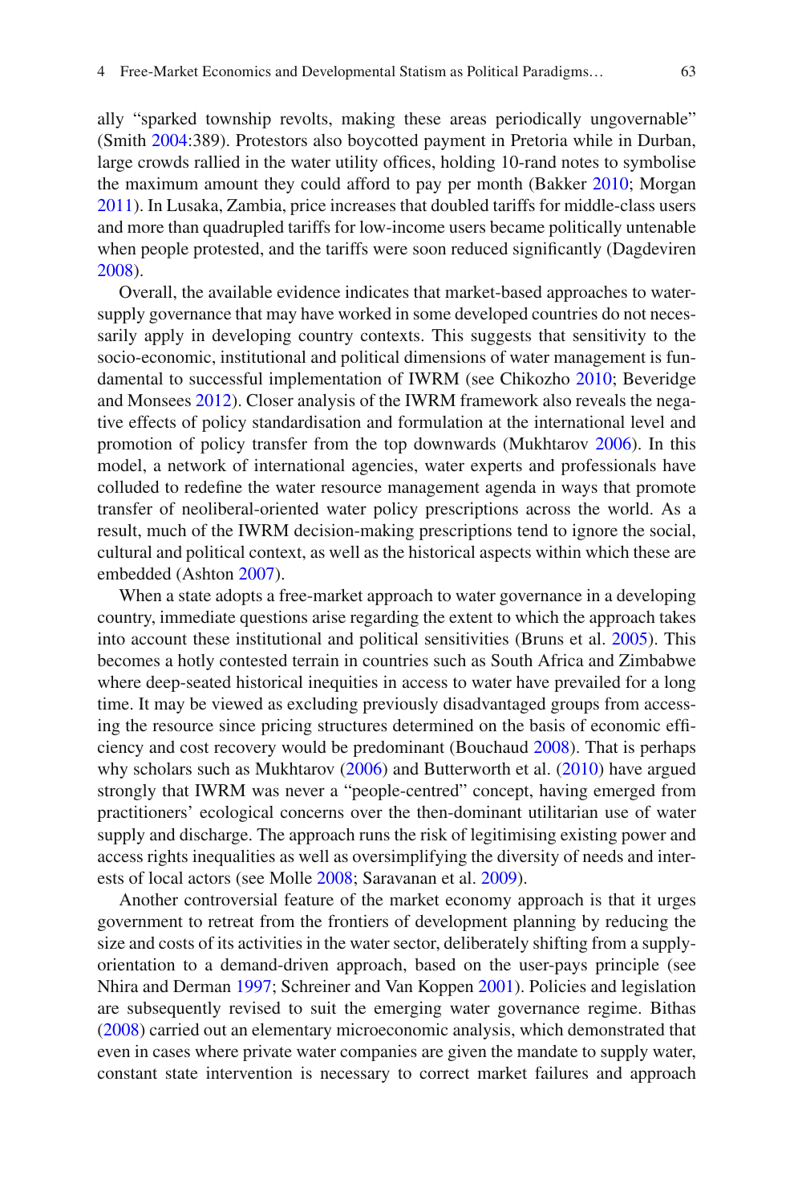ally "sparked township revolts, making these areas periodically ungovernable" (Smith 2004:389). Protestors also boycotted payment in Pretoria while in Durban, large crowds rallied in the water utility offices, holding 10-rand notes to symbolise the maximum amount they could afford to pay per month (Bakker 2010; Morgan 2011). In Lusaka, Zambia, price increases that doubled tariffs for middle-class users and more than quadrupled tariffs for low-income users became politically untenable when people protested, and the tariffs were soon reduced significantly (Dagdeviren 2008).

Overall, the available evidence indicates that market-based approaches to water-supply governance that may have worked in some developed countries do not necessarily apply in developing country contexts. This suggests that sensitivity to the socio-economic, institutional and political dimensions of water management is fundamental to successful implementation of IWRM (see Chikozho 2010; Beveridge and Monsees 2012). Closer analysis of the IWRM framework also reveals the negative effects of policy standardisation and formulation at the international level and promotion of policy transfer from the top downwards (Mukhtarov 2006). In this model, a network of international agencies, water experts and professionals have colluded to redefine the water resource management agenda in ways that promote transfer of neoliberal-oriented water policy prescriptions across the world. As a result, much of the IWRM decision-making prescriptions tend to ignore the social, cultural and political context, as well as the historical aspects within which these are embedded (Ashton 2007).

When a state adopts a free-market approach to water governance in a developing country, immediate questions arise regarding the extent to which the approach takes into account these institutional and political sensitivities (Bruns et al. 2005). This becomes a hotly contested terrain in countries such as South Africa and Zimbabwe where deep-seated historical inequities in access to water have prevailed for a long time. It may be viewed as excluding previously disadvantaged groups from accessing the resource since pricing structures determined on the basis of economic efficiency and cost recovery would be predominant (Bouchaud 2008). That is perhaps why scholars such as Mukhtarov (2006) and Butterworth et al. (2010) have argued strongly that IWRM was never a "people-centred" concept, having emerged from practitioners' ecological concerns over the then-dominant utilitarian use of water supply and discharge. The approach runs the risk of legitimising existing power and access rights inequalities as well as oversimplifying the diversity of needs and interests of local actors (see Molle 2008; Saravanan et al. 2009).

Another controversial feature of the market economy approach is that it urges government to retreat from the frontiers of development planning by reducing the size and costs of its activities in the water sector, deliberately shifting from a supply-orientation to a demand-driven approach, based on the user-pays principle (see Nhira and Derman 1997; Schreiner and Van Koppen 2001). Policies and legislation are subsequently revised to suit the emerging water governance regime. Bithas (2008) carried out an elementary microeconomic analysis, which demonstrated that even in cases where private water companies are given the mandate to supply water, constant state intervention is necessary to correct market failures and approach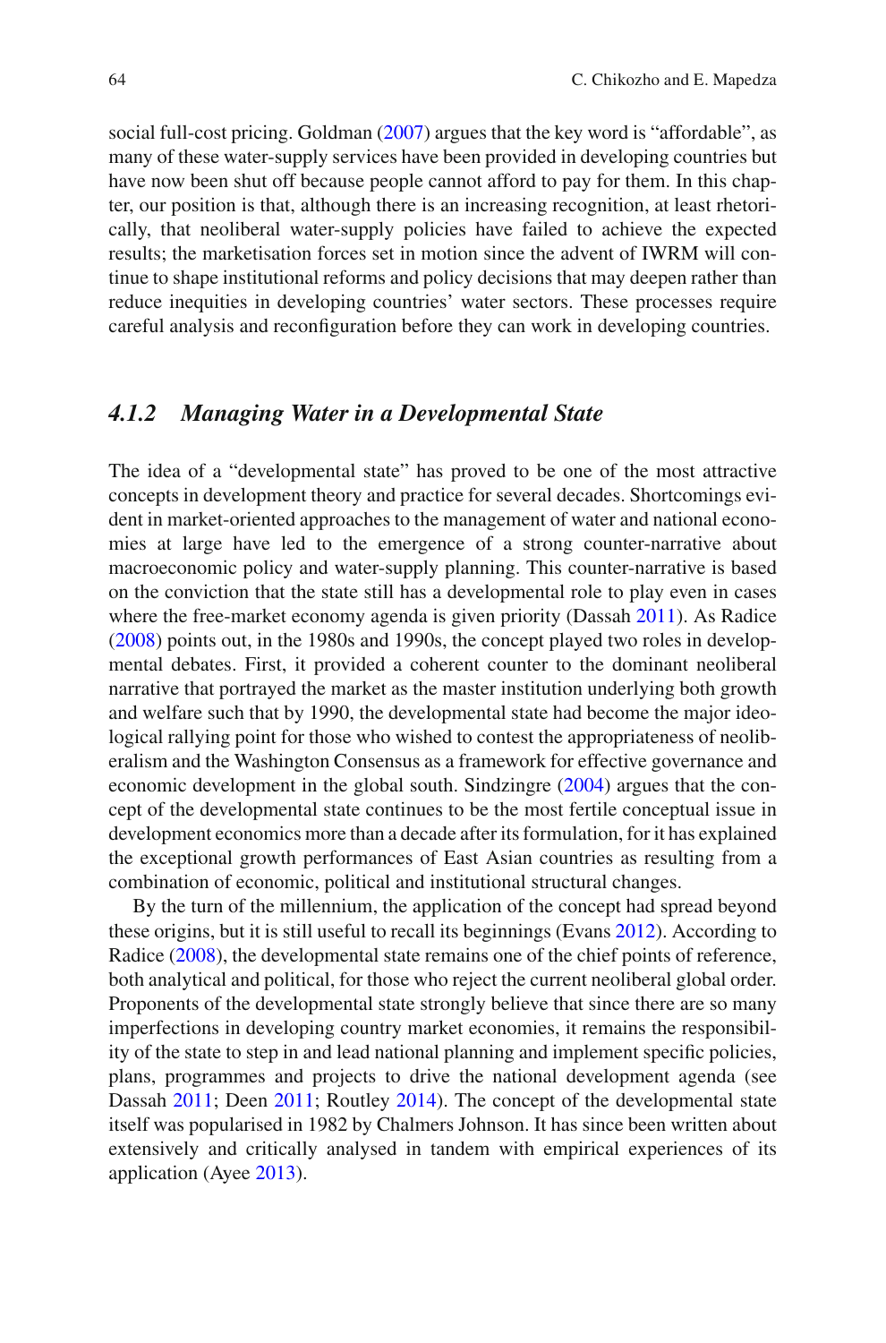social full-cost pricing. Goldman (2007) argues that the key word is "affordable", as many of these water-supply services have been provided in developing countries but have now been shut off because people cannot afford to pay for them. In this chapter, our position is that, although there is an increasing recognition, at least rhetorically, that neoliberal water-supply policies have failed to achieve the expected results; the marketisation forces set in motion since the advent of IWRM will continue to shape institutional reforms and policy decisions that may deepen rather than reduce inequities in developing countries' water sectors. These processes require careful analysis and reconfiguration before they can work in developing countries.

### *4.1.2 Managing Water in a Developmental State*

The idea of a "developmental state" has proved to be one of the most attractive concepts in development theory and practice for several decades. Shortcomings evident in market-oriented approaches to the management of water and national economies at large have led to the emergence of a strong counter-narrative about macroeconomic policy and water-supply planning. This counter-narrative is based on the conviction that the state still has a developmental role to play even in cases where the free-market economy agenda is given priority (Dassah 2011). As Radice (2008) points out, in the 1980s and 1990s, the concept played two roles in developmental debates. First, it provided a coherent counter to the dominant neoliberal narrative that portrayed the market as the master institution underlying both growth and welfare such that by 1990, the developmental state had become the major ideological rallying point for those who wished to contest the appropriateness of neoliberalism and the Washington Consensus as a framework for effective governance and economic development in the global south. Sindzingre (2004) argues that the concept of the developmental state continues to be the most fertile conceptual issue in development economics more than a decade after its formulation, for it has explained the exceptional growth performances of East Asian countries as resulting from a combination of economic, political and institutional structural changes.

By the turn of the millennium, the application of the concept had spread beyond these origins, but it is still useful to recall its beginnings (Evans 2012). According to Radice (2008), the developmental state remains one of the chief points of reference, both analytical and political, for those who reject the current neoliberal global order. Proponents of the developmental state strongly believe that since there are so many imperfections in developing country market economies, it remains the responsibility of the state to step in and lead national planning and implement specific policies, plans, programmes and projects to drive the national development agenda (see Dassah 2011; Deen 2011; Routley 2014). The concept of the developmental state itself was popularised in 1982 by Chalmers Johnson. It has since been written about extensively and critically analysed in tandem with empirical experiences of its application (Ayee 2013).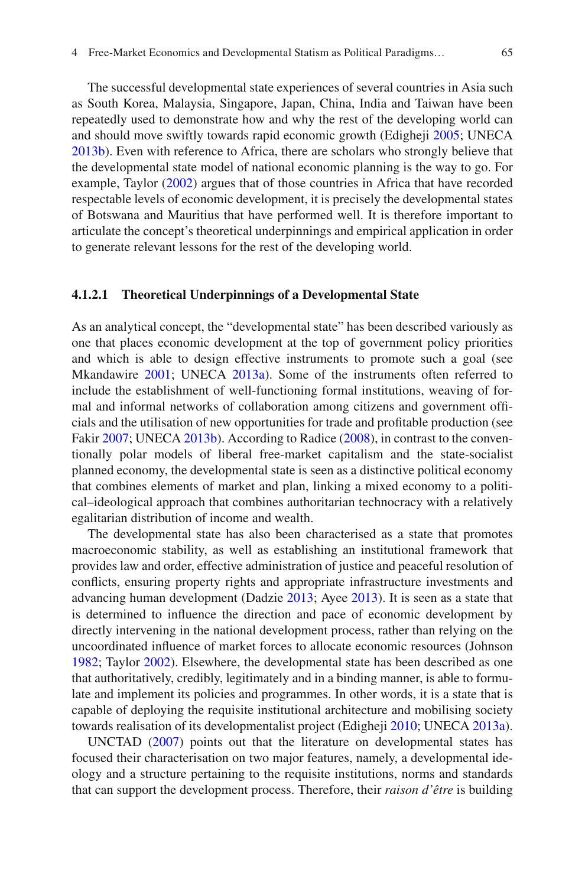The successful developmental state experiences of several countries in Asia such as South Korea, Malaysia, Singapore, Japan, China, India and Taiwan have been repeatedly used to demonstrate how and why the rest of the developing world can and should move swiftly towards rapid economic growth (Edigheji 2005; UNECA 2013b). Even with reference to Africa, there are scholars who strongly believe that the developmental state model of national economic planning is the way to go. For example, Taylor (2002) argues that of those countries in Africa that have recorded respectable levels of economic development, it is precisely the developmental states of Botswana and Mauritius that have performed well. It is therefore important to articulate the concept's theoretical underpinnings and empirical application in order to generate relevant lessons for the rest of the developing world.

#### 4.1.2.1 Theoretical Underpinnings of a Developmental State

As an analytical concept, the "developmental state" has been described variously as one that places economic development at the top of government policy priorities and which is able to design effective instruments to promote such a goal (see Mkandawire 2001; UNECA 2013a). Some of the instruments often referred to include the establishment of well-functioning formal institutions, weaving of formal and informal networks of collaboration among citizens and government officials and the utilisation of new opportunities for trade and profitable production (see Fakir 2007; UNECA 2013b). According to Radice (2008), in contrast to the conventionally polar models of liberal free-market capitalism and the state-socialist planned economy, the developmental state is seen as a distinctive political economy that combines elements of market and plan, linking a mixed economy to a political–ideological approach that combines authoritarian technocracy with a relatively egalitarian distribution of income and wealth.

The developmental state has also been characterised as a state that promotes macroeconomic stability, as well as establishing an institutional framework that provides law and order, effective administration of justice and peaceful resolution of conflicts, ensuring property rights and appropriate infrastructure investments and advancing human development (Dadzie 2013; Ayee 2013). It is seen as a state that is determined to influence the direction and pace of economic development by directly intervening in the national development process, rather than relying on the uncoordinated influence of market forces to allocate economic resources (Johnson 1982; Taylor 2002). Elsewhere, the developmental state has been described as one that authoritatively, credibly, legitimately and in a binding manner, is able to formulate and implement its policies and programmes. In other words, it is a state that is capable of deploying the requisite institutional architecture and mobilising society towards realisation of its developmentalist project (Edigheji 2010; UNECA 2013a).

UNCTAD (2007) points out that the literature on developmental states has focused their characterisation on two major features, namely, a developmental ideology and a structure pertaining to the requisite institutions, norms and standards that can support the development process. Therefore, their *raison d'être* is building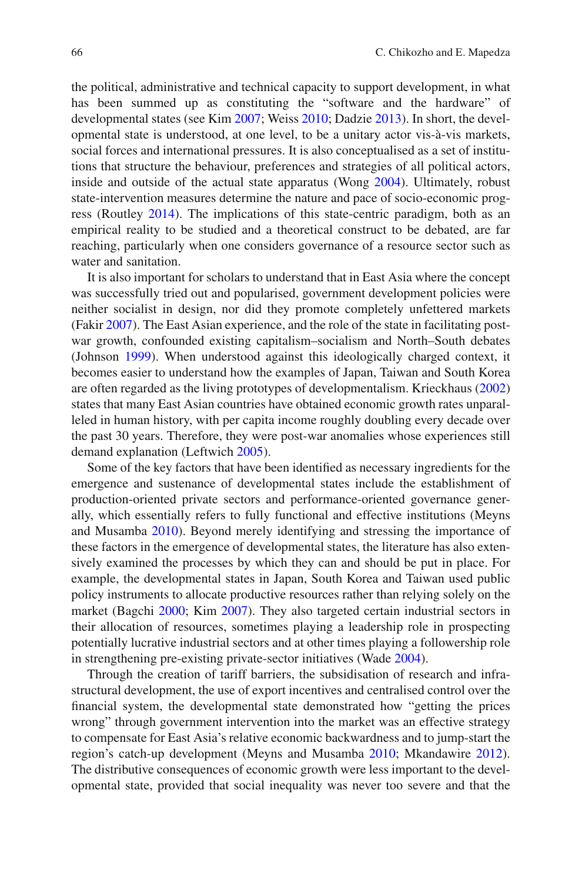the political, administrative and technical capacity to support development, in what has been summed up as constituting the "software and the hardware" of developmental states (see Kim 2007; Weiss 2010; Dadzie 2013). In short, the developmental state is understood, at one level, to be a unitary actor vis-à-vis markets, social forces and international pressures. It is also conceptualised as a set of institutions that structure the behaviour, preferences and strategies of all political actors, inside and outside of the actual state apparatus (Wong 2004). Ultimately, robust state-intervention measures determine the nature and pace of socio-economic progress (Routley 2014). The implications of this state-centric paradigm, both as an empirical reality to be studied and a theoretical construct to be debated, are far reaching, particularly when one considers governance of a resource sector such as water and sanitation.

It is also important for scholars to understand that in East Asia where the concept was successfully tried out and popularised, government development policies were neither socialist in design, nor did they promote completely unfettered markets (Fakir 2007). The East Asian experience, and the role of the state in facilitating post-war growth, confounded existing capitalism–socialism and North–South debates (Johnson 1999). When understood against this ideologically charged context, it becomes easier to understand how the examples of Japan, Taiwan and South Korea are often regarded as the living prototypes of developmentalism. Krieckhaus (2002) states that many East Asian countries have obtained economic growth rates unparalleled in human history, with per capita income roughly doubling every decade over the past 30 years. Therefore, they were post-war anomalies whose experiences still demand explanation (Leftwich 2005).

Some of the key factors that have been identified as necessary ingredients for the emergence and sustenance of developmental states include the establishment of production-oriented private sectors and performance-oriented governance generally, which essentially refers to fully functional and effective institutions (Meyns and Musamba 2010). Beyond merely identifying and stressing the importance of these factors in the emergence of developmental states, the literature has also extensively examined the processes by which they can and should be put in place. For example, the developmental states in Japan, South Korea and Taiwan used public policy instruments to allocate productive resources rather than relying solely on the market (Bagchi 2000; Kim 2007). They also targeted certain industrial sectors in their allocation of resources, sometimes playing a leadership role in prospecting potentially lucrative industrial sectors and at other times playing a followership role in strengthening pre-existing private-sector initiatives (Wade 2004).

Through the creation of tariff barriers, the subsidisation of research and infrastructural development, the use of export incentives and centralised control over the financial system, the developmental state demonstrated how "getting the prices wrong" through government intervention into the market was an effective strategy to compensate for East Asia's relative economic backwardness and to jump-start the region's catch-up development (Meyns and Musamba 2010; Mkandawire 2012). The distributive consequences of economic growth were less important to the developmental state, provided that social inequality was never too severe and that the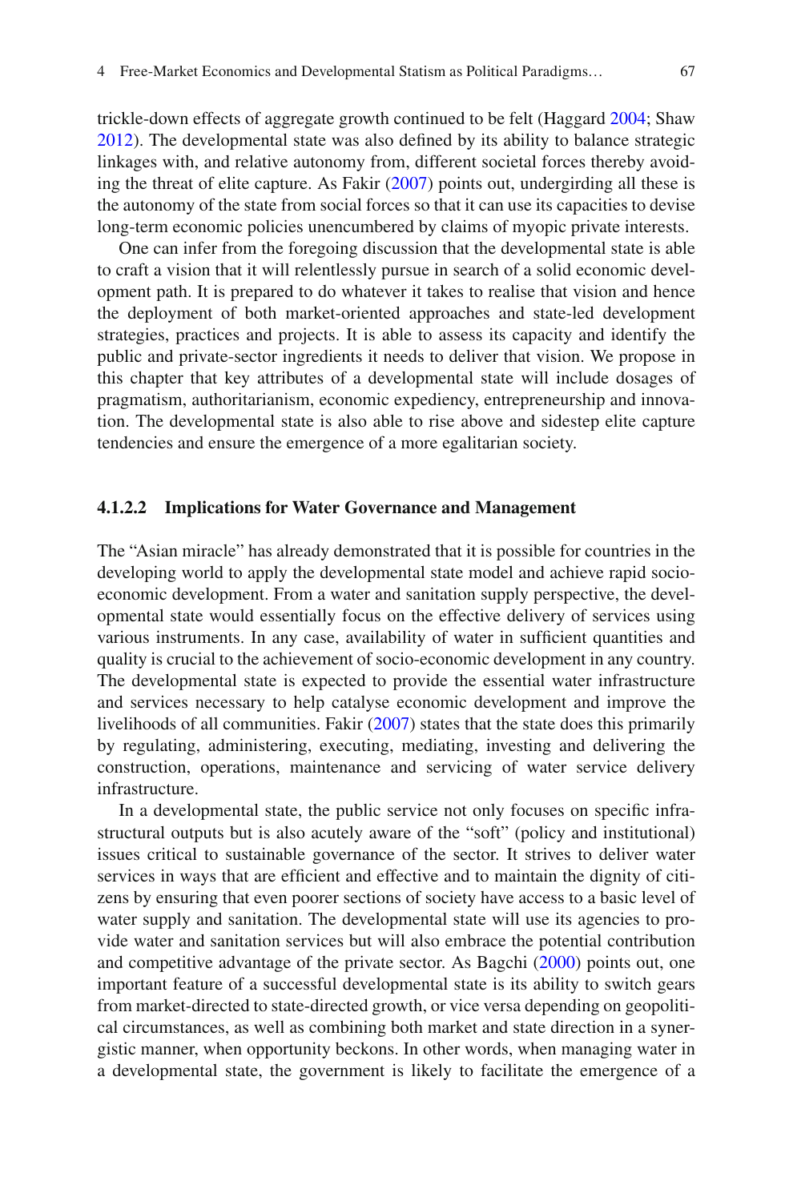trickle-down effects of aggregate growth continued to be felt (Haggard 2004; Shaw 2012). The developmental state was also defined by its ability to balance strategic linkages with, and relative autonomy from, different societal forces thereby avoiding the threat of elite capture. As Fakir (2007) points out, undergirding all these is the autonomy of the state from social forces so that it can use its capacities to devise long-term economic policies unencumbered by claims of myopic private interests.

One can infer from the foregoing discussion that the developmental state is able to craft a vision that it will relentlessly pursue in search of a solid economic development path. It is prepared to do whatever it takes to realise that vision and hence the deployment of both market-oriented approaches and state-led development strategies, practices and projects. It is able to assess its capacity and identify the public and private-sector ingredients it needs to deliver that vision. We propose in this chapter that key attributes of a developmental state will include dosages of pragmatism, authoritarianism, economic expediency, entrepreneurship and innovation. The developmental state is also able to rise above and sidestep elite capture tendencies and ensure the emergence of a more egalitarian society.

#### 4.1.2.2 Implications for Water Governance and Management

The "Asian miracle" has already demonstrated that it is possible for countries in the developing world to apply the developmental state model and achieve rapid socio-economic development. From a water and sanitation supply perspective, the developmental state would essentially focus on the effective delivery of services using various instruments. In any case, availability of water in sufficient quantities and quality is crucial to the achievement of socio-economic development in any country. The developmental state is expected to provide the essential water infrastructure and services necessary to help catalyse economic development and improve the livelihoods of all communities. Fakir (2007) states that the state does this primarily by regulating, administering, executing, mediating, investing and delivering the construction, operations, maintenance and servicing of water service delivery infrastructure.

In a developmental state, the public service not only focuses on specific infrastructural outputs but is also acutely aware of the "soft" (policy and institutional) issues critical to sustainable governance of the sector. It strives to deliver water services in ways that are efficient and effective and to maintain the dignity of citizens by ensuring that even poorer sections of society have access to a basic level of water supply and sanitation. The developmental state will use its agencies to provide water and sanitation services but will also embrace the potential contribution and competitive advantage of the private sector. As Bagchi (2000) points out, one important feature of a successful developmental state is its ability to switch gears from market-directed to state-directed growth, or vice versa depending on geopolitical circumstances, as well as combining both market and state direction in a synergistic manner, when opportunity beckons. In other words, when managing water in a developmental state, the government is likely to facilitate the emergence of a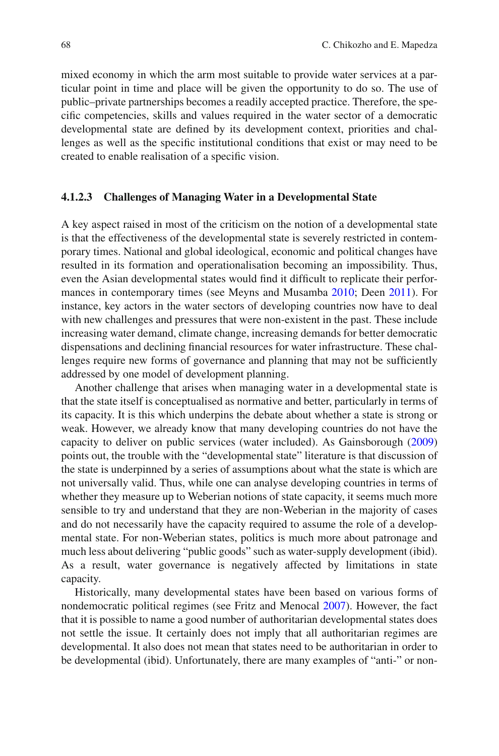mixed economy in which the arm most suitable to provide water services at a particular point in time and place will be given the opportunity to do so. The use of public–private partnerships becomes a readily accepted practice. Therefore, the specific competencies, skills and values required in the water sector of a democratic developmental state are defined by its development context, priorities and challenges as well as the specific institutional conditions that exist or may need to be created to enable realisation of a specific vision.

#### 4.1.2.3 Challenges of Managing Water in a Developmental State

A key aspect raised in most of the criticism on the notion of a developmental state is that the effectiveness of the developmental state is severely restricted in contemporary times. National and global ideological, economic and political changes have resulted in its formation and operationalisation becoming an impossibility. Thus, even the Asian developmental states would find it difficult to replicate their performances in contemporary times (see Meyns and Musamba 2010; Deen 2011). For instance, key actors in the water sectors of developing countries now have to deal with new challenges and pressures that were non-existent in the past. These include increasing water demand, climate change, increasing demands for better democratic dispensations and declining financial resources for water infrastructure. These challenges require new forms of governance and planning that may not be sufficiently addressed by one model of development planning.

Another challenge that arises when managing water in a developmental state is that the state itself is conceptualised as normative and better, particularly in terms of its capacity. It is this which underpins the debate about whether a state is strong or weak. However, we already know that many developing countries do not have the capacity to deliver on public services (water included). As Gainsborough (2009) points out, the trouble with the "developmental state" literature is that discussion of the state is underpinned by a series of assumptions about what the state is which are not universally valid. Thus, while one can analyse developing countries in terms of whether they measure up to Weberian notions of state capacity, it seems much more sensible to try and understand that they are non-Weberian in the majority of cases and do not necessarily have the capacity required to assume the role of a developmental state. For non-Weberian states, politics is much more about patronage and much less about delivering "public goods" such as water-supply development (ibid). As a result, water governance is negatively affected by limitations in state capacity.

Historically, many developmental states have been based on various forms of nondemocratic political regimes (see Fritz and Menocal 2007). However, the fact that it is possible to name a good number of authoritarian developmental states does not settle the issue. It certainly does not imply that all authoritarian regimes are developmental. It also does not mean that states need to be authoritarian in order to be developmental (ibid). Unfortunately, there are many examples of "anti-" or non-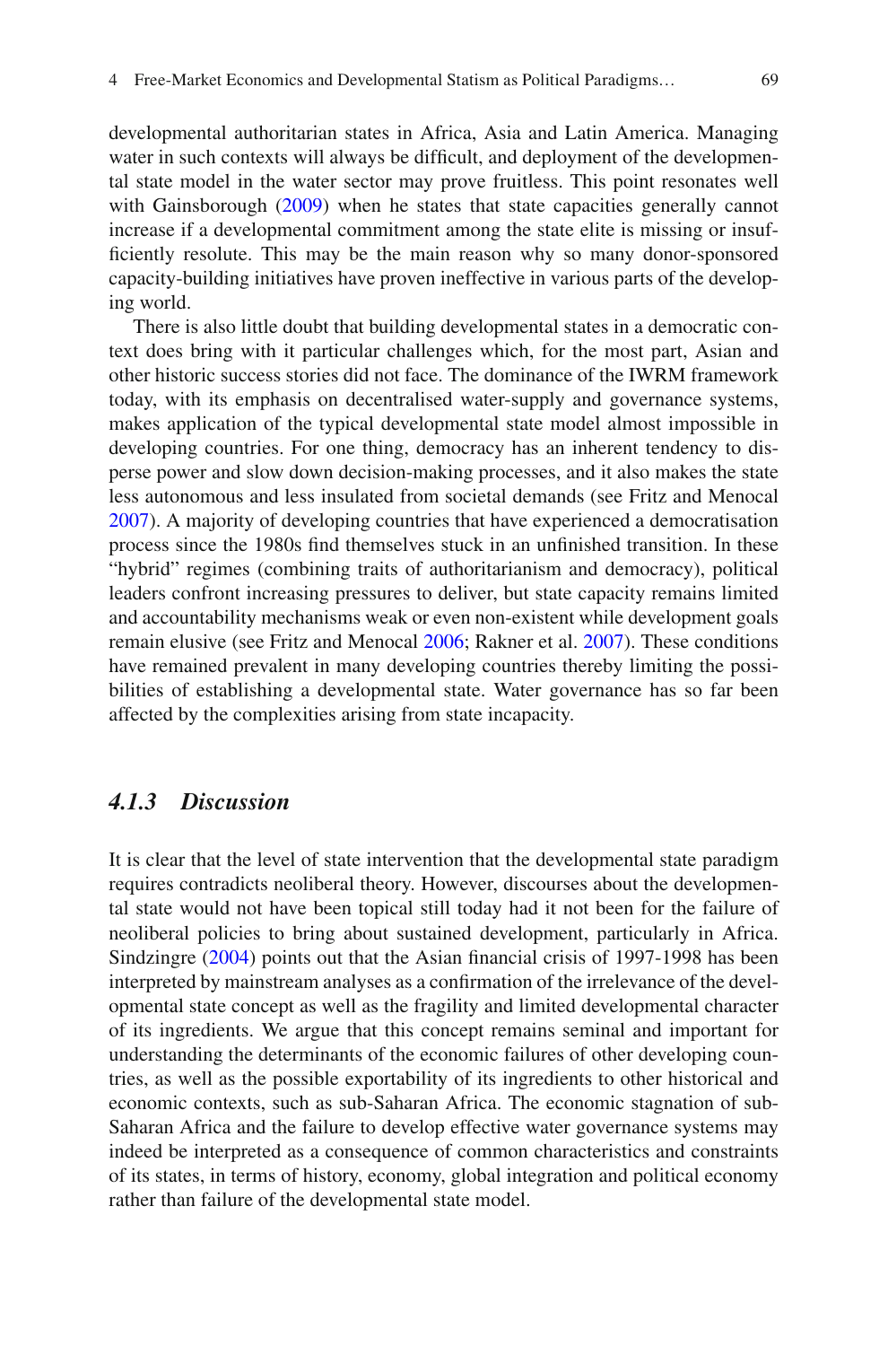developmental authoritarian states in Africa, Asia and Latin America. Managing water in such contexts will always be difficult, and deployment of the developmental state model in the water sector may prove fruitless. This point resonates well with Gainsborough (2009) when he states that state capacities generally cannot increase if a developmental commitment among the state elite is missing or insufficiently resolute. This may be the main reason why so many donor-sponsored capacity-building initiatives have proven ineffective in various parts of the developing world.

There is also little doubt that building developmental states in a democratic context does bring with it particular challenges which, for the most part, Asian and other historic success stories did not face. The dominance of the IWRM framework today, with its emphasis on decentralised water-supply and governance systems, makes application of the typical developmental state model almost impossible in developing countries. For one thing, democracy has an inherent tendency to disperse power and slow down decision-making processes, and it also makes the state less autonomous and less insulated from societal demands (see Fritz and Menocal 2007). A majority of developing countries that have experienced a democratisation process since the 1980s find themselves stuck in an unfinished transition. In these "hybrid" regimes (combining traits of authoritarianism and democracy), political leaders confront increasing pressures to deliver, but state capacity remains limited and accountability mechanisms weak or even non-existent while development goals remain elusive (see Fritz and Menocal 2006; Rakner et al. 2007). These conditions have remained prevalent in many developing countries thereby limiting the possibilities of establishing a developmental state. Water governance has so far been affected by the complexities arising from state incapacity.

### *4.1.3 Discussion*

It is clear that the level of state intervention that the developmental state paradigm requires contradicts neoliberal theory. However, discourses about the developmental state would not have been topical still today had it not been for the failure of neoliberal policies to bring about sustained development, particularly in Africa. Sindzingre (2004) points out that the Asian financial crisis of 1997-1998 has been interpreted by mainstream analyses as a confirmation of the irrelevance of the developmental state concept as well as the fragility and limited developmental character of its ingredients. We argue that this concept remains seminal and important for understanding the determinants of the economic failures of other developing countries, as well as the possible exportability of its ingredients to other historical and economic contexts, such as sub-Saharan Africa. The economic stagnation of sub-Saharan Africa and the failure to develop effective water governance systems may indeed be interpreted as a consequence of common characteristics and constraints of its states, in terms of history, economy, global integration and political economy rather than failure of the developmental state model.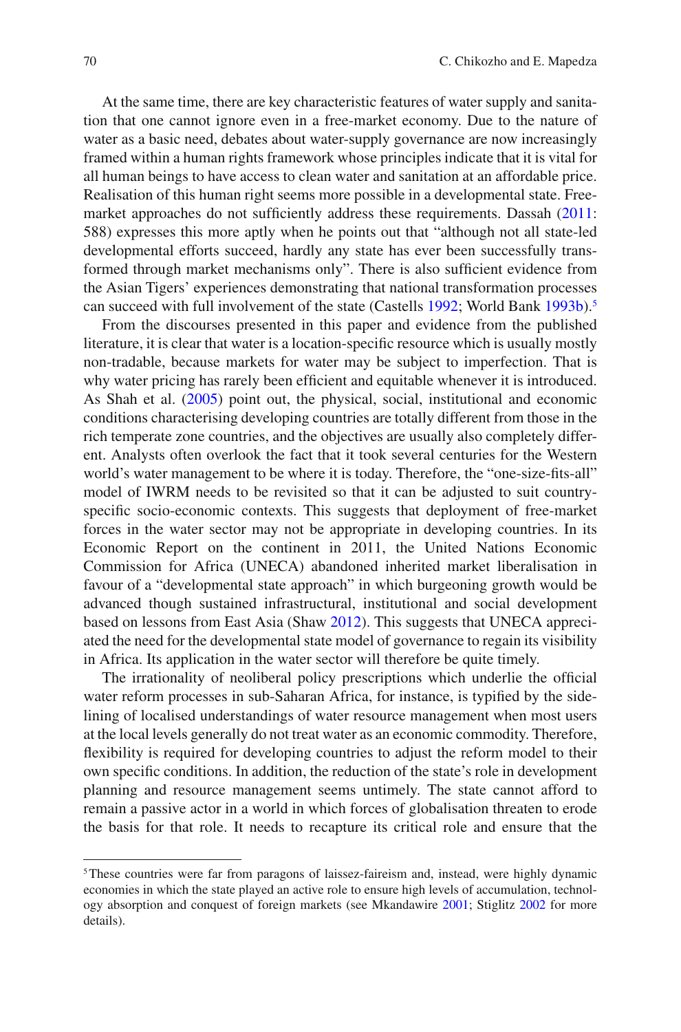At the same time, there are key characteristic features of water supply and sanitation that one cannot ignore even in a free-market economy. Due to the nature of water as a basic need, debates about water-supply governance are now increasingly framed within a human rights framework whose principles indicate that it is vital for all human beings to have access to clean water and sanitation at an affordable price. Realisation of this human right seems more possible in a developmental state. Free-market approaches do not sufficiently address these requirements. Dassah (2011: 588) expresses this more aptly when he points out that "although not all state-led developmental efforts succeed, hardly any state has ever been successfully transformed through market mechanisms only". There is also sufficient evidence from the Asian Tigers' experiences demonstrating that national transformation processes can succeed with full involvement of the state (Castells 1992; World Bank 1993b).[5]

From the discourses presented in this paper and evidence from the published literature, it is clear that water is a location-specific resource which is usually mostly non-tradable, because markets for water may be subject to imperfection. That is why water pricing has rarely been efficient and equitable whenever it is introduced. As Shah et al. (2005) point out, the physical, social, institutional and economic conditions characterising developing countries are totally different from those in the rich temperate zone countries, and the objectives are usually also completely different. Analysts often overlook the fact that it took several centuries for the Western world's water management to be where it is today. Therefore, the "one-size-fits-all" model of IWRM needs to be revisited so that it can be adjusted to suit country-specific socio-economic contexts. This suggests that deployment of free-market forces in the water sector may not be appropriate in developing countries. In its Economic Report on the continent in 2011, the United Nations Economic Commission for Africa (UNECA) abandoned inherited market liberalisation in favour of a "developmental state approach" in which burgeoning growth would be advanced though sustained infrastructural, institutional and social development based on lessons from East Asia (Shaw 2012). This suggests that UNECA appreciated the need for the developmental state model of governance to regain its visibility in Africa. Its application in the water sector will therefore be quite timely.

The irrationality of neoliberal policy prescriptions which underlie the official water reform processes in sub-Saharan Africa, for instance, is typified by the sidelining of localised understandings of water resource management when most users at the local levels generally do not treat water as an economic commodity. Therefore, flexibility is required for developing countries to adjust the reform model to their own specific conditions. In addition, the reduction of the state's role in development planning and resource management seems untimely. The state cannot afford to remain a passive actor in a world in which forces of globalisation threaten to erode the basis for that role. It needs to recapture its critical role and ensure that the

[5] These countries were far from paragons of laissez-faireism and, instead, were highly dynamic economies in which the state played an active role to ensure high levels of accumulation, technology absorption and conquest of foreign markets (see Mkandawire 2001; Stiglitz 2002 for more details).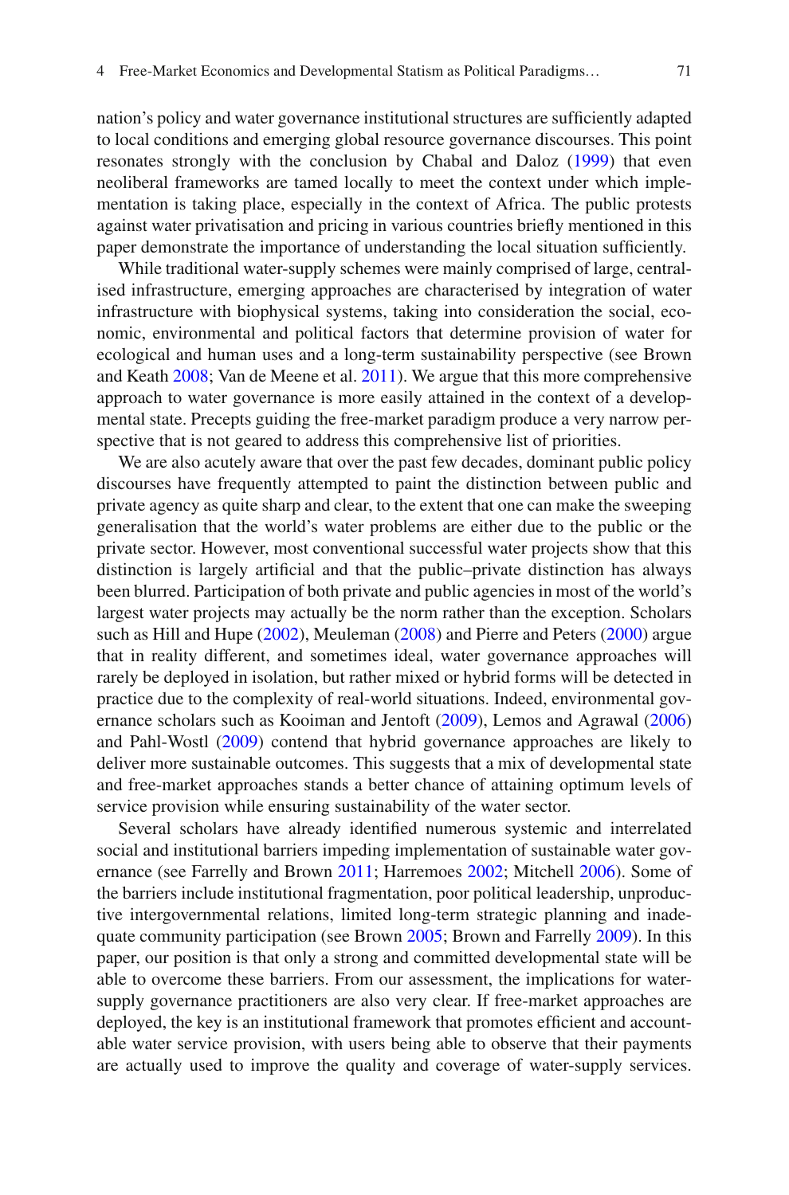nation's policy and water governance institutional structures are sufficiently adapted to local conditions and emerging global resource governance discourses. This point resonates strongly with the conclusion by Chabal and Daloz (1999) that even neoliberal frameworks are tamed locally to meet the context under which implementation is taking place, especially in the context of Africa. The public protests against water privatisation and pricing in various countries briefly mentioned in this paper demonstrate the importance of understanding the local situation sufficiently.

While traditional water-supply schemes were mainly comprised of large, centralised infrastructure, emerging approaches are characterised by integration of water infrastructure with biophysical systems, taking into consideration the social, economic, environmental and political factors that determine provision of water for ecological and human uses and a long-term sustainability perspective (see Brown and Keath 2008; Van de Meene et al. 2011). We argue that this more comprehensive approach to water governance is more easily attained in the context of a developmental state. Precepts guiding the free-market paradigm produce a very narrow perspective that is not geared to address this comprehensive list of priorities.

We are also acutely aware that over the past few decades, dominant public policy discourses have frequently attempted to paint the distinction between public and private agency as quite sharp and clear, to the extent that one can make the sweeping generalisation that the world's water problems are either due to the public or the private sector. However, most conventional successful water projects show that this distinction is largely artificial and that the public–private distinction has always been blurred. Participation of both private and public agencies in most of the world's largest water projects may actually be the norm rather than the exception. Scholars such as Hill and Hupe (2002), Meuleman (2008) and Pierre and Peters (2000) argue that in reality different, and sometimes ideal, water governance approaches will rarely be deployed in isolation, but rather mixed or hybrid forms will be detected in practice due to the complexity of real-world situations. Indeed, environmental governance scholars such as Kooiman and Jentoft (2009), Lemos and Agrawal (2006) and Pahl-Wostl (2009) contend that hybrid governance approaches are likely to deliver more sustainable outcomes. This suggests that a mix of developmental state and free-market approaches stands a better chance of attaining optimum levels of service provision while ensuring sustainability of the water sector.

Several scholars have already identified numerous systemic and interrelated social and institutional barriers impeding implementation of sustainable water governance (see Farrelly and Brown 2011; Harremoes 2002; Mitchell 2006). Some of the barriers include institutional fragmentation, poor political leadership, unproductive intergovernmental relations, limited long-term strategic planning and inadequate community participation (see Brown 2005; Brown and Farrelly 2009). In this paper, our position is that only a strong and committed developmental state will be able to overcome these barriers. From our assessment, the implications for water-supply governance practitioners are also very clear. If free-market approaches are deployed, the key is an institutional framework that promotes efficient and accountable water service provision, with users being able to observe that their payments are actually used to improve the quality and coverage of water-supply services.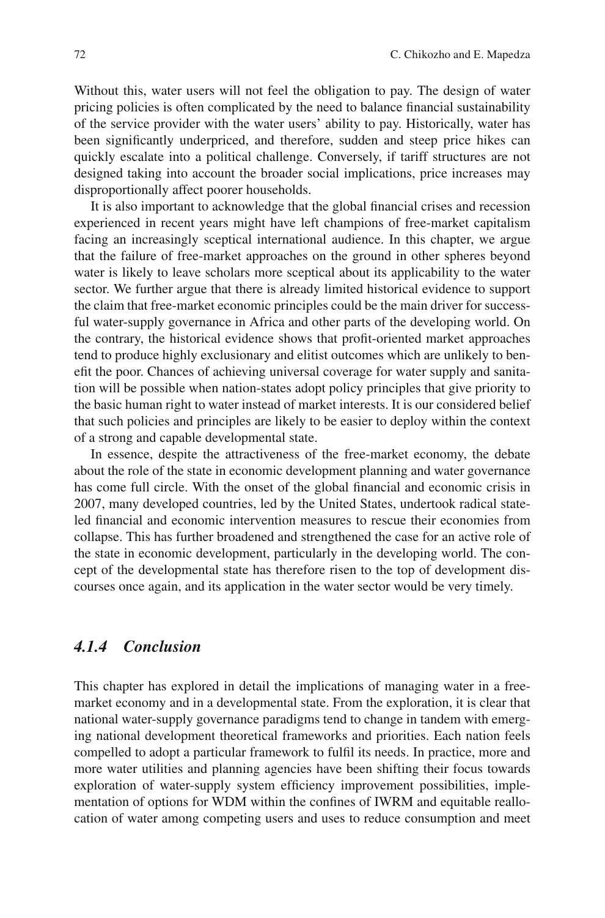Without this, water users will not feel the obligation to pay. The design of water pricing policies is often complicated by the need to balance financial sustainability of the service provider with the water users' ability to pay. Historically, water has been significantly underpriced, and therefore, sudden and steep price hikes can quickly escalate into a political challenge. Conversely, if tariff structures are not designed taking into account the broader social implications, price increases may disproportionally affect poorer households.

It is also important to acknowledge that the global financial crises and recession experienced in recent years might have left champions of free-market capitalism facing an increasingly sceptical international audience. In this chapter, we argue that the failure of free-market approaches on the ground in other spheres beyond water is likely to leave scholars more sceptical about its applicability to the water sector. We further argue that there is already limited historical evidence to support the claim that free-market economic principles could be the main driver for successful water-supply governance in Africa and other parts of the developing world. On the contrary, the historical evidence shows that profit-oriented market approaches tend to produce highly exclusionary and elitist outcomes which are unlikely to benefit the poor. Chances of achieving universal coverage for water supply and sanitation will be possible when nation-states adopt policy principles that give priority to the basic human right to water instead of market interests. It is our considered belief that such policies and principles are likely to be easier to deploy within the context of a strong and capable developmental state.

In essence, despite the attractiveness of the free-market economy, the debate about the role of the state in economic development planning and water governance has come full circle. With the onset of the global financial and economic crisis in 2007, many developed countries, led by the United States, undertook radical state-led financial and economic intervention measures to rescue their economies from collapse. This has further broadened and strengthened the case for an active role of the state in economic development, particularly in the developing world. The concept of the developmental state has therefore risen to the top of development discourses once again, and its application in the water sector would be very timely.

### *4.1.4 Conclusion*

This chapter has explored in detail the implications of managing water in a free-market economy and in a developmental state. From the exploration, it is clear that national water-supply governance paradigms tend to change in tandem with emerging national development theoretical frameworks and priorities. Each nation feels compelled to adopt a particular framework to fulfil its needs. In practice, more and more water utilities and planning agencies have been shifting their focus towards exploration of water-supply system efficiency improvement possibilities, implementation of options for WDM within the confines of IWRM and equitable reallocation of water among competing users and uses to reduce consumption and meet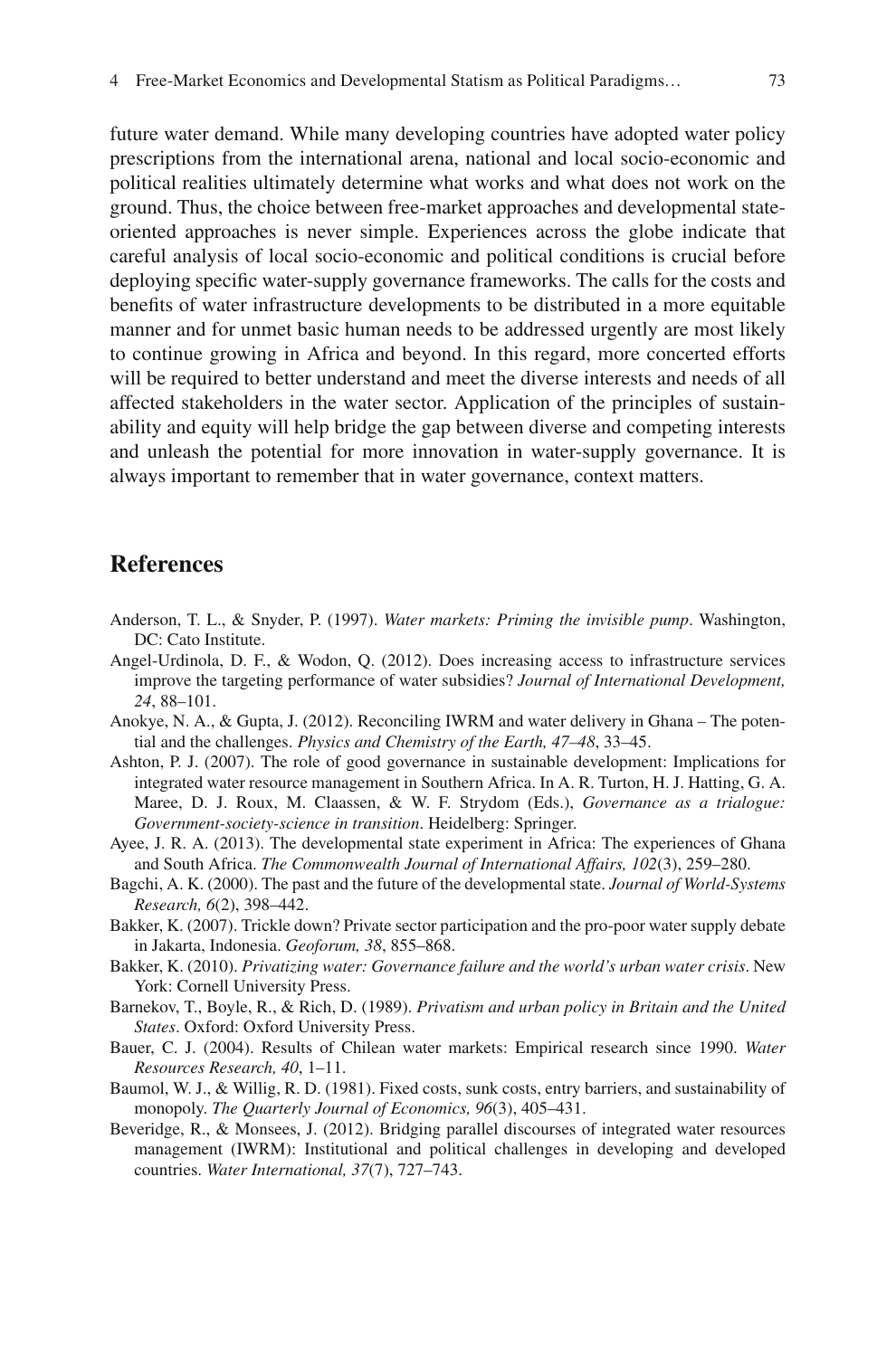future water demand. While many developing countries have adopted water policy prescriptions from the international arena, national and local socio-economic and political realities ultimately determine what works and what does not work on the ground. Thus, the choice between free-market approaches and developmental state-oriented approaches is never simple. Experiences across the globe indicate that careful analysis of local socio-economic and political conditions is crucial before deploying specific water-supply governance frameworks. The calls for the costs and benefits of water infrastructure developments to be distributed in a more equitable manner and for unmet basic human needs to be addressed urgently are most likely to continue growing in Africa and beyond. In this regard, more concerted efforts will be required to better understand and meet the diverse interests and needs of all affected stakeholders in the water sector. Application of the principles of sustainability and equity will help bridge the gap between diverse and competing interests and unleash the potential for more innovation in water-supply governance. It is always important to remember that in water governance, context matters.

## References

Anderson, T. L., & Snyder, P. (1997). *Water markets: Priming the invisible pump*. Washington, DC: Cato Institute.

Angel-Urdinola, D. F., & Wodon, Q. (2012). Does increasing access to infrastructure services improve the targeting performance of water subsidies? *Journal of International Development, 24*, 88–101.

Anokye, N. A., & Gupta, J. (2012). Reconciling IWRM and water delivery in Ghana – The potential and the challenges. *Physics and Chemistry of the Earth, 47–48*, 33–45.

Ashton, P. J. (2007). The role of good governance in sustainable development: Implications for integrated water resource management in Southern Africa. In A. R. Turton, H. J. Hatting, G. A. Maree, D. J. Roux, M. Claassen, & W. F. Strydom (Eds.), *Governance as a trialogue: Government-society-science in transition*. Heidelberg: Springer.

Ayee, J. R. A. (2013). The developmental state experiment in Africa: The experiences of Ghana and South Africa. *The Commonwealth Journal of International Affairs, 102*(3), 259–280.

Bagchi, A. K. (2000). The past and the future of the developmental state. *Journal of World-Systems Research, 6*(2), 398–442.

Bakker, K. (2007). Trickle down? Private sector participation and the pro-poor water supply debate in Jakarta, Indonesia. *Geoforum, 38*, 855–868.

Bakker, K. (2010). *Privatizing water: Governance failure and the world's urban water crisis*. New York: Cornell University Press.

Barnekov, T., Boyle, R., & Rich, D. (1989). *Privatism and urban policy in Britain and the United States*. Oxford: Oxford University Press.

Bauer, C. J. (2004). Results of Chilean water markets: Empirical research since 1990. *Water Resources Research, 40*, 1–11.

Baumol, W. J., & Willig, R. D. (1981). Fixed costs, sunk costs, entry barriers, and sustainability of monopoly. *The Quarterly Journal of Economics, 96*(3), 405–431.

Beveridge, R., & Monsees, J. (2012). Bridging parallel discourses of integrated water resources management (IWRM): Institutional and political challenges in developing and developed countries. *Water International, 37*(7), 727–743.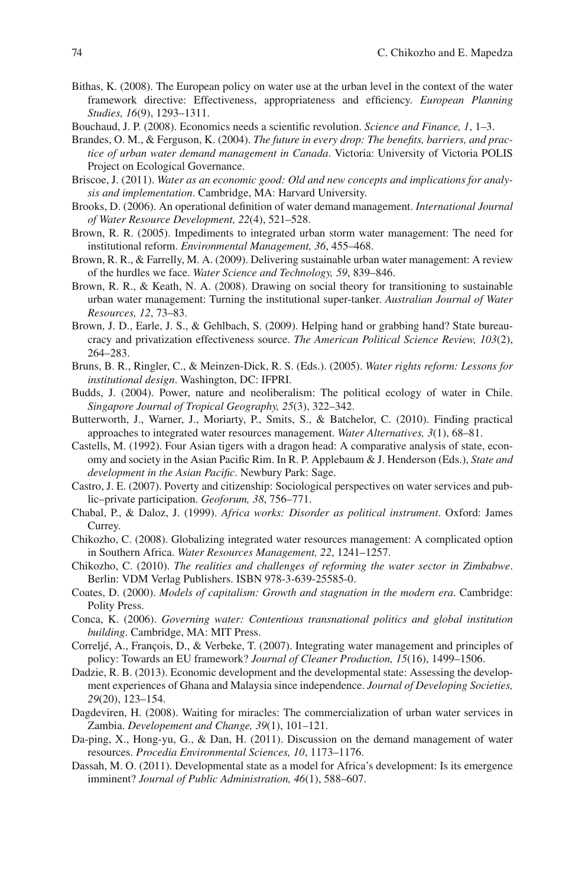Bithas, K. (2008). The European policy on water use at the urban level in the context of the water framework directive: Effectiveness, appropriateness and efficiency. *European Planning Studies, 16*(9), 1293–1311.

Bouchaud, J. P. (2008). Economics needs a scientific revolution. *Science and Finance, 1*, 1–3.

Brandes, O. M., & Ferguson, K. (2004). *The future in every drop: The benefits, barriers, and practice of urban water demand management in Canada*. Victoria: University of Victoria POLIS Project on Ecological Governance.

Briscoe, J. (2011). *Water as an economic good: Old and new concepts and implications for analysis and implementation*. Cambridge, MA: Harvard University.

Brooks, D. (2006). An operational definition of water demand management. *International Journal of Water Resource Development, 22*(4), 521–528.

Brown, R. R. (2005). Impediments to integrated urban storm water management: The need for institutional reform. *Environmental Management, 36*, 455–468.

Brown, R. R., & Farrelly, M. A. (2009). Delivering sustainable urban water management: A review of the hurdles we face. *Water Science and Technology, 59*, 839–846.

Brown, R. R., & Keath, N. A. (2008). Drawing on social theory for transitioning to sustainable urban water management: Turning the institutional super-tanker. *Australian Journal of Water Resources, 12*, 73–83.

Brown, J. D., Earle, J. S., & Gehlbach, S. (2009). Helping hand or grabbing hand? State bureaucracy and privatization effectiveness source. *The American Political Science Review, 103*(2), 264–283.

Bruns, B. R., Ringler, C., & Meinzen-Dick, R. S. (Eds.). (2005). *Water rights reform: Lessons for institutional design*. Washington, DC: IFPRI.

Budds, J. (2004). Power, nature and neoliberalism: The political ecology of water in Chile. *Singapore Journal of Tropical Geography, 25*(3), 322–342.

Butterworth, J., Warner, J., Moriarty, P., Smits, S., & Batchelor, C. (2010). Finding practical approaches to integrated water resources management. *Water Alternatives, 3*(1), 68–81.

Castells, M. (1992). Four Asian tigers with a dragon head: A comparative analysis of state, economy and society in the Asian Pacific Rim. In R. P. Applebaum & J. Henderson (Eds.), *State and development in the Asian Pacific*. Newbury Park: Sage.

Castro, J. E. (2007). Poverty and citizenship: Sociological perspectives on water services and public–private participation. *Geoforum, 38*, 756–771.

Chabal, P., & Daloz, J. (1999). *Africa works: Disorder as political instrument*. Oxford: James Currey.

Chikozho, C. (2008). Globalizing integrated water resources management: A complicated option in Southern Africa. *Water Resources Management, 22*, 1241–1257.

Chikozho, C. (2010). *The realities and challenges of reforming the water sector in Zimbabwe*. Berlin: VDM Verlag Publishers. ISBN 978-3-639-25585-0.

Coates, D. (2000). *Models of capitalism: Growth and stagnation in the modern era*. Cambridge: Polity Press.

Conca, K. (2006). *Governing water: Contentious transnational politics and global institution building*. Cambridge, MA: MIT Press.

Correljé, A., François, D., & Verbeke, T. (2007). Integrating water management and principles of policy: Towards an EU framework? *Journal of Cleaner Production, 15*(16), 1499–1506.

Dadzie, R. B. (2013). Economic development and the developmental state: Assessing the development experiences of Ghana and Malaysia since independence. *Journal of Developing Societies, 29*(20), 123–154.

Dagdeviren, H. (2008). Waiting for miracles: The commercialization of urban water services in Zambia. *Developement and Change, 39*(1), 101–121.

Da-ping, X., Hong-yu, G., & Dan, H. (2011). Discussion on the demand management of water resources. *Procedia Environmental Sciences, 10*, 1173–1176.

Dassah, M. O. (2011). Developmental state as a model for Africa's development: Is its emergence imminent? *Journal of Public Administration, 46*(1), 588–607.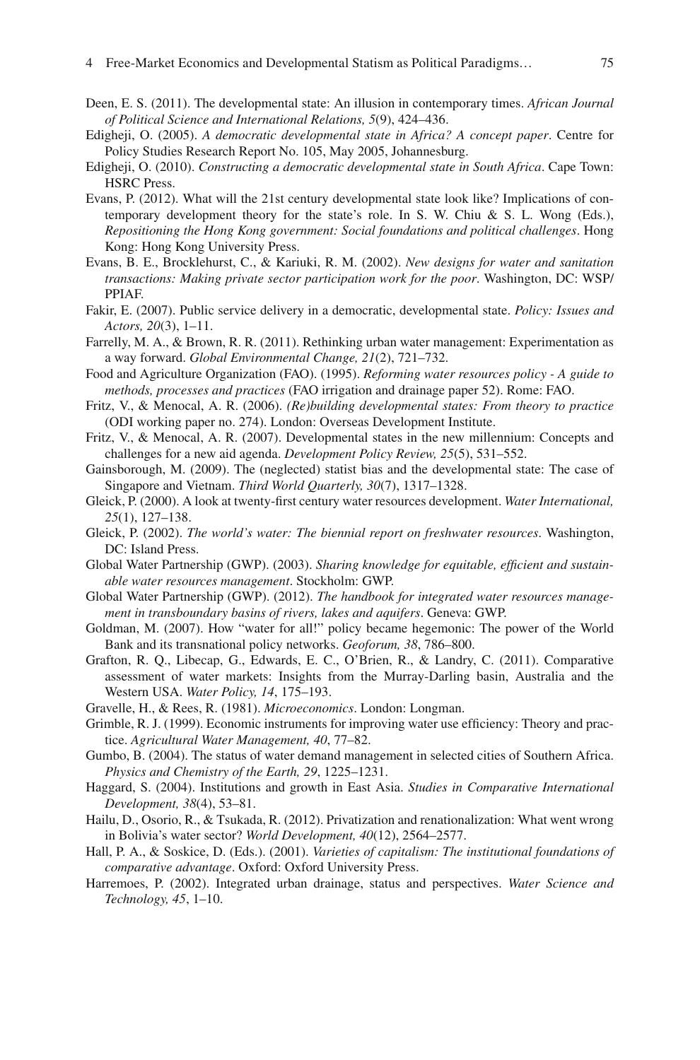Deen, E. S. (2011). The developmental state: An illusion in contemporary times. *African Journal of Political Science and International Relations, 5*(9), 424–436.

Edigheji, O. (2005). *A democratic developmental state in Africa? A concept paper*. Centre for Policy Studies Research Report No. 105, May 2005, Johannesburg.

Edigheji, O. (2010). *Constructing a democratic developmental state in South Africa*. Cape Town: HSRC Press.

Evans, P. (2012). What will the 21st century developmental state look like? Implications of contemporary development theory for the state's role. In S. W. Chiu & S. L. Wong (Eds.), *Repositioning the Hong Kong government: Social foundations and political challenges*. Hong Kong: Hong Kong University Press.

Evans, B. E., Brocklehurst, C., & Kariuki, R. M. (2002). *New designs for water and sanitation transactions: Making private sector participation work for the poor*. Washington, DC: WSP/PPIAF.

Fakir, E. (2007). Public service delivery in a democratic, developmental state. *Policy: Issues and Actors, 20*(3), 1–11.

Farrelly, M. A., & Brown, R. R. (2011). Rethinking urban water management: Experimentation as a way forward. *Global Environmental Change, 21*(2), 721–732.

Food and Agriculture Organization (FAO). (1995). *Reforming water resources policy - A guide to methods, processes and practices* (FAO irrigation and drainage paper 52). Rome: FAO.

Fritz, V., & Menocal, A. R. (2006). *(Re)building developmental states: From theory to practice* (ODI working paper no. 274). London: Overseas Development Institute.

Fritz, V., & Menocal, A. R. (2007). Developmental states in the new millennium: Concepts and challenges for a new aid agenda. *Development Policy Review, 25*(5), 531–552.

Gainsborough, M. (2009). The (neglected) statist bias and the developmental state: The case of Singapore and Vietnam. *Third World Quarterly, 30*(7), 1317–1328.

Gleick, P. (2000). A look at twenty-first century water resources development. *Water International, 25*(1), 127–138.

Gleick, P. (2002). *The world's water: The biennial report on freshwater resources*. Washington, DC: Island Press.

Global Water Partnership (GWP). (2003). *Sharing knowledge for equitable, efficient and sustainable water resources management*. Stockholm: GWP.

Global Water Partnership (GWP). (2012). *The handbook for integrated water resources management in transboundary basins of rivers, lakes and aquifers*. Geneva: GWP.

Goldman, M. (2007). How "water for all!" policy became hegemonic: The power of the World Bank and its transnational policy networks. *Geoforum, 38*, 786–800.

Grafton, R. Q., Libecap, G., Edwards, E. C., O'Brien, R., & Landry, C. (2011). Comparative assessment of water markets: Insights from the Murray-Darling basin, Australia and the Western USA. *Water Policy, 14*, 175–193.

Gravelle, H., & Rees, R. (1981). *Microeconomics*. London: Longman.

Grimble, R. J. (1999). Economic instruments for improving water use efficiency: Theory and practice. *Agricultural Water Management, 40*, 77–82.

Gumbo, B. (2004). The status of water demand management in selected cities of Southern Africa. *Physics and Chemistry of the Earth, 29*, 1225–1231.

Haggard, S. (2004). Institutions and growth in East Asia. *Studies in Comparative International Development, 38*(4), 53–81.

Hailu, D., Osorio, R., & Tsukada, R. (2012). Privatization and renationalization: What went wrong in Bolivia's water sector? *World Development, 40*(12), 2564–2577.

Hall, P. A., & Soskice, D. (Eds.). (2001). *Varieties of capitalism: The institutional foundations of comparative advantage*. Oxford: Oxford University Press.

Harremoes, P. (2002). Integrated urban drainage, status and perspectives. *Water Science and Technology, 45*, 1–10.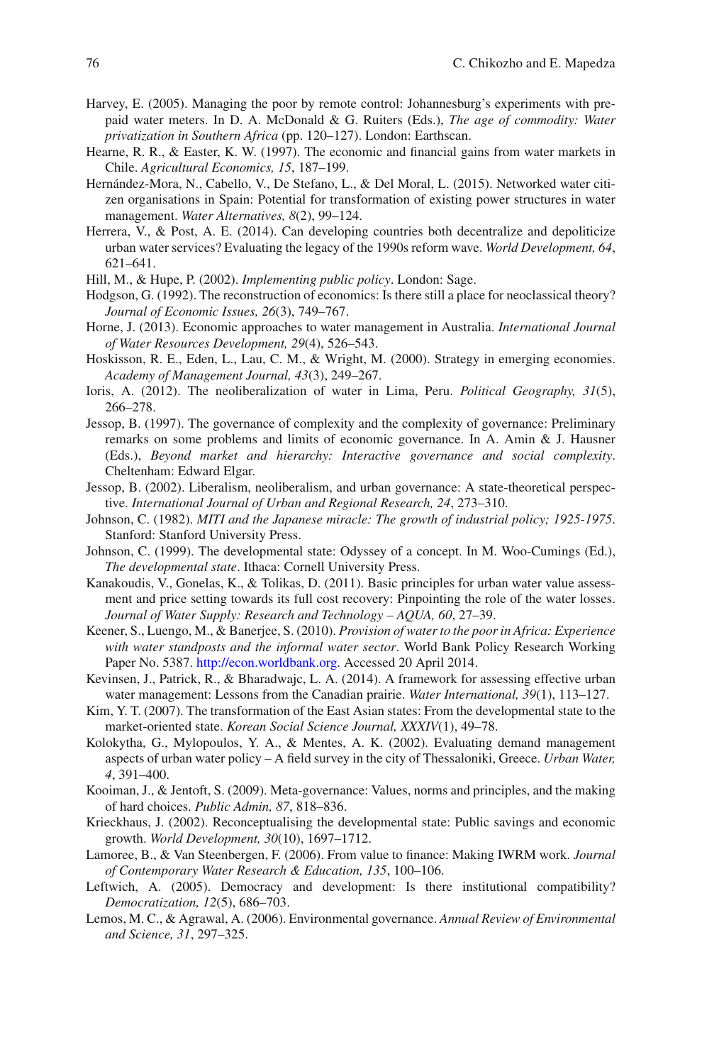Harvey, E. (2005). Managing the poor by remote control: Johannesburg's experiments with prepaid water meters. In D. A. McDonald & G. Ruiters (Eds.), *The age of commodity: Water privatization in Southern Africa* (pp. 120–127). London: Earthscan.

Hearne, R. R., & Easter, K. W. (1997). The economic and financial gains from water markets in Chile. *Agricultural Economics, 15*, 187–199.

Hernández-Mora, N., Cabello, V., De Stefano, L., & Del Moral, L. (2015). Networked water citizen organisations in Spain: Potential for transformation of existing power structures in water management. *Water Alternatives, 8*(2), 99–124.

Herrera, V., & Post, A. E. (2014). Can developing countries both decentralize and depoliticize urban water services? Evaluating the legacy of the 1990s reform wave. *World Development, 64*, 621–641.

Hill, M., & Hupe, P. (2002). *Implementing public policy*. London: Sage.

Hodgson, G. (1992). The reconstruction of economics: Is there still a place for neoclassical theory? *Journal of Economic Issues, 26*(3), 749–767.

Horne, J. (2013). Economic approaches to water management in Australia. *International Journal of Water Resources Development, 29*(4), 526–543.

Hoskisson, R. E., Eden, L., Lau, C. M., & Wright, M. (2000). Strategy in emerging economies. *Academy of Management Journal, 43*(3), 249–267.

Ioris, A. (2012). The neoliberalization of water in Lima, Peru. *Political Geography, 31*(5), 266–278.

Jessop, B. (1997). The governance of complexity and the complexity of governance: Preliminary remarks on some problems and limits of economic governance. In A. Amin & J. Hausner (Eds.), *Beyond market and hierarchy: Interactive governance and social complexity*. Cheltenham: Edward Elgar.

Jessop, B. (2002). Liberalism, neoliberalism, and urban governance: A state-theoretical perspective. *International Journal of Urban and Regional Research, 24*, 273–310.

Johnson, C. (1982). *MITI and the Japanese miracle: The growth of industrial policy; 1925-1975*. Stanford: Stanford University Press.

Johnson, C. (1999). The developmental state: Odyssey of a concept. In M. Woo-Cumings (Ed.), *The developmental state*. Ithaca: Cornell University Press.

Kanakoudis, V., Gonelas, K., & Tolikas, D. (2011). Basic principles for urban water value assessment and price setting towards its full cost recovery: Pinpointing the role of the water losses. *Journal of Water Supply: Research and Technology – AQUA, 60*, 27–39.

Keener, S., Luengo, M., & Banerjee, S. (2010). *Provision of water to the poor in Africa: Experience with water standposts and the informal water sector*. World Bank Policy Research Working Paper No. 5387. http://econ.worldbank.org. Accessed 20 April 2014.

Kevinsen, J., Patrick, R., & Bharadwajc, L. A. (2014). A framework for assessing effective urban water management: Lessons from the Canadian prairie. *Water International, 39*(1), 113–127.

Kim, Y. T. (2007). The transformation of the East Asian states: From the developmental state to the market-oriented state. *Korean Social Science Journal, XXXIV*(1), 49–78.

Kolokytha, G., Mylopoulos, Y. A., & Mentes, A. K. (2002). Evaluating demand management aspects of urban water policy – A field survey in the city of Thessaloniki, Greece. *Urban Water, 4*, 391–400.

Kooiman, J., & Jentoft, S. (2009). Meta-governance: Values, norms and principles, and the making of hard choices. *Public Admin, 87*, 818–836.

Krieckhaus, J. (2002). Reconceptualising the developmental state: Public savings and economic growth. *World Development, 30*(10), 1697–1712.

Lamoree, B., & Van Steenbergen, F. (2006). From value to finance: Making IWRM work. *Journal of Contemporary Water Research & Education, 135*, 100–106.

Leftwich, A. (2005). Democracy and development: Is there institutional compatibility? *Democratization, 12*(5), 686–703.

Lemos, M. C., & Agrawal, A. (2006). Environmental governance. *Annual Review of Environmental and Science, 31*, 297–325.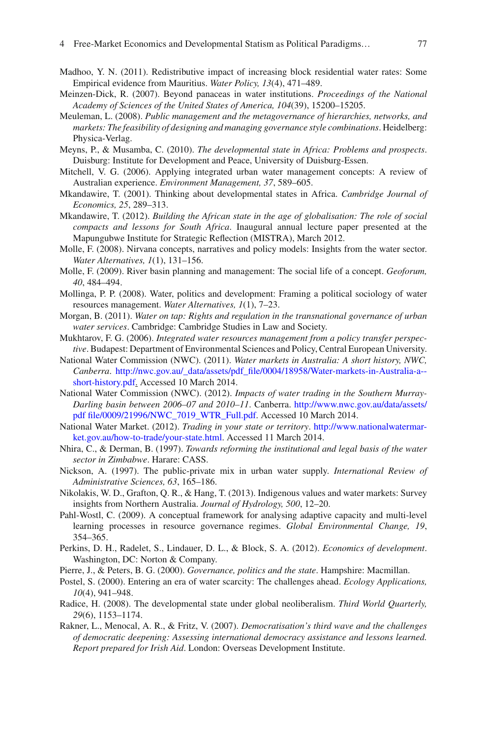Madhoo, Y. N. (2011). Redistributive impact of increasing block residential water rates: Some Empirical evidence from Mauritius. *Water Policy, 13*(4), 471–489.

Meinzen-Dick, R. (2007). Beyond panaceas in water institutions. *Proceedings of the National Academy of Sciences of the United States of America, 104*(39), 15200–15205.

Meuleman, L. (2008). *Public management and the metagovernance of hierarchies, networks, and markets: The feasibility of designing and managing governance style combinations*. Heidelberg: Physica-Verlag.

Meyns, P., & Musamba, C. (2010). *The developmental state in Africa: Problems and prospects*. Duisburg: Institute for Development and Peace, University of Duisburg-Essen.

Mitchell, V. G. (2006). Applying integrated urban water management concepts: A review of Australian experience. *Environment Management, 37*, 589–605.

Mkandawire, T. (2001). Thinking about developmental states in Africa. *Cambridge Journal of Economics, 25*, 289–313.

Mkandawire, T. (2012). *Building the African state in the age of globalisation: The role of social compacts and lessons for South Africa*. Inaugural annual lecture paper presented at the Mapungubwe Institute for Strategic Reflection (MISTRA), March 2012.

Molle, F. (2008). Nirvana concepts, narratives and policy models: Insights from the water sector. *Water Alternatives, 1*(1), 131–156.

Molle, F. (2009). River basin planning and management: The social life of a concept. *Geoforum, 40*, 484–494.

Mollinga, P. P. (2008). Water, politics and development: Framing a political sociology of water resources management. *Water Alternatives, 1*(1), 7–23.

Morgan, B. (2011). *Water on tap: Rights and regulation in the transnational governance of urban water services*. Cambridge: Cambridge Studies in Law and Society.

Mukhtarov, F. G. (2006). *Integrated water resources management from a policy transfer perspective*. Budapest: Department of Environmental Sciences and Policy, Central European University.

National Water Commission (NWC). (2011). *Water markets in Australia: A short history, NWC, Canberra*. http://nwc.gov.au/_data/assets/pdf_file/0004/18958/Water-markets-in-Australia-a--short-history.pdf. Accessed 10 March 2014.

National Water Commission (NWC). (2012). *Impacts of water trading in the Southern Murray-Darling basin between 2006–07 and 2010–11*. Canberra. http://www.nwc.gov.au/data/assets/pdf file/0009/21996/NWC_7019_WTR_Full.pdf. Accessed 10 March 2014.

National Water Market. (2012). *Trading in your state or territory*. http://www.nationalwatermarket.gov.au/how-to-trade/your-state.html. Accessed 11 March 2014.

Nhira, C., & Derman, B. (1997). *Towards reforming the institutional and legal basis of the water sector in Zimbabwe*. Harare: CASS.

Nickson, A. (1997). The public-private mix in urban water supply. *International Review of Administrative Sciences, 63*, 165–186.

Nikolakis, W. D., Grafton, Q. R., & Hang, T. (2013). Indigenous values and water markets: Survey insights from Northern Australia. *Journal of Hydrology, 500*, 12–20.

Pahl-Wostl, C. (2009). A conceptual framework for analysing adaptive capacity and multi-level learning processes in resource governance regimes. *Global Environmental Change, 19*, 354–365.

Perkins, D. H., Radelet, S., Lindauer, D. L., & Block, S. A. (2012). *Economics of development*. Washington, DC: Norton & Company.

Pierre, J., & Peters, B. G. (2000). *Governance, politics and the state*. Hampshire: Macmillan.

Postel, S. (2000). Entering an era of water scarcity: The challenges ahead. *Ecology Applications, 10*(4), 941–948.

Radice, H. (2008). The developmental state under global neoliberalism. *Third World Quarterly, 29*(6), 1153–1174.

Rakner, L., Menocal, A. R., & Fritz, V. (2007). *Democratisation's third wave and the challenges of democratic deepening: Assessing international democracy assistance and lessons learned. Report prepared for Irish Aid*. London: Overseas Development Institute.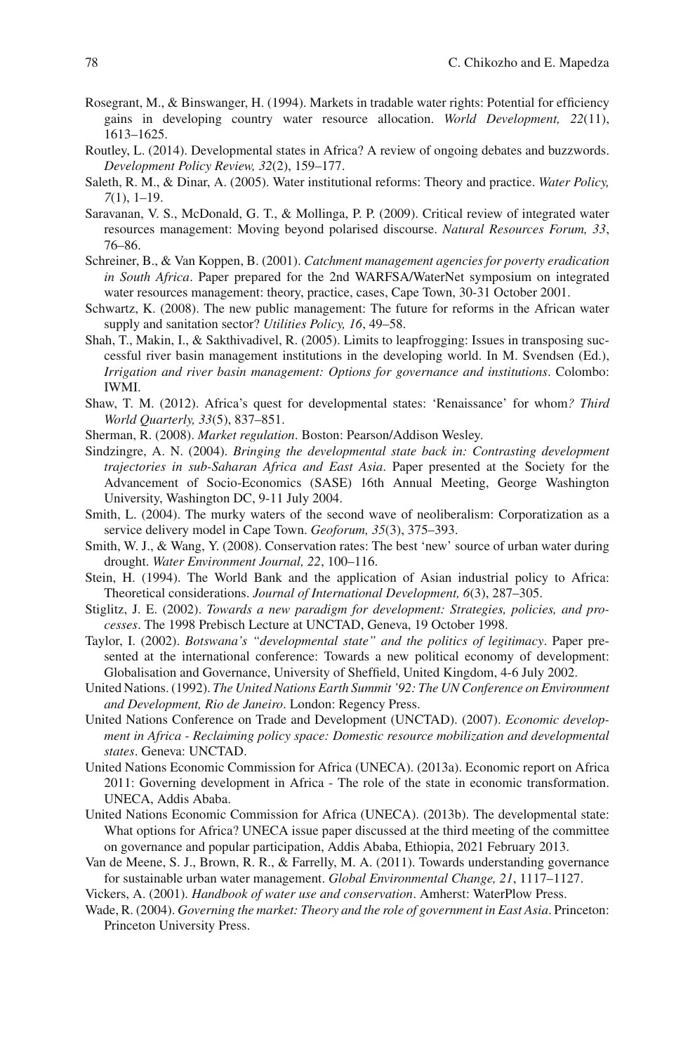Rosegrant, M., & Binswanger, H. (1994). Markets in tradable water rights: Potential for efficiency gains in developing country water resource allocation. *World Development, 22*(11), 1613–1625.

Routley, L. (2014). Developmental states in Africa? A review of ongoing debates and buzzwords. *Development Policy Review, 32*(2), 159–177.

Saleth, R. M., & Dinar, A. (2005). Water institutional reforms: Theory and practice. *Water Policy, 7*(1), 1–19.

Saravanan, V. S., McDonald, G. T., & Mollinga, P. P. (2009). Critical review of integrated water resources management: Moving beyond polarised discourse. *Natural Resources Forum, 33*, 76–86.

Schreiner, B., & Van Koppen, B. (2001). *Catchment management agencies for poverty eradication in South Africa*. Paper prepared for the 2nd WARFSA/WaterNet symposium on integrated water resources management: theory, practice, cases, Cape Town, 30-31 October 2001.

Schwartz, K. (2008). The new public management: The future for reforms in the African water supply and sanitation sector? *Utilities Policy, 16*, 49–58.

Shah, T., Makin, I., & Sakthivadivel, R. (2005). Limits to leapfrogging: Issues in transposing successful river basin management institutions in the developing world. In M. Svendsen (Ed.), *Irrigation and river basin management: Options for governance and institutions*. Colombo: IWMI.

Shaw, T. M. (2012). Africa's quest for developmental states: 'Renaissance' for whom*? Third World Quarterly, 33*(5), 837–851.

Sherman, R. (2008). *Market regulation*. Boston: Pearson/Addison Wesley.

Sindzingre, A. N. (2004). *Bringing the developmental state back in: Contrasting development trajectories in sub-Saharan Africa and East Asia*. Paper presented at the Society for the Advancement of Socio-Economics (SASE) 16th Annual Meeting, George Washington University, Washington DC, 9-11 July 2004.

Smith, L. (2004). The murky waters of the second wave of neoliberalism: Corporatization as a service delivery model in Cape Town. *Geoforum, 35*(3), 375–393.

Smith, W. J., & Wang, Y. (2008). Conservation rates: The best 'new' source of urban water during drought. *Water Environment Journal, 22*, 100–116.

Stein, H. (1994). The World Bank and the application of Asian industrial policy to Africa: Theoretical considerations. *Journal of International Development, 6*(3), 287–305.

Stiglitz, J. E. (2002). *Towards a new paradigm for development: Strategies, policies, and processes*. The 1998 Prebisch Lecture at UNCTAD, Geneva, 19 October 1998.

Taylor, I. (2002). *Botswana's "developmental state" and the politics of legitimacy*. Paper presented at the international conference: Towards a new political economy of development: Globalisation and Governance, University of Sheffield, United Kingdom, 4-6 July 2002.

United Nations. (1992). *The United Nations Earth Summit '92: The UN Conference on Environment and Development, Rio de Janeiro*. London: Regency Press.

United Nations Conference on Trade and Development (UNCTAD). (2007). *Economic development in Africa - Reclaiming policy space: Domestic resource mobilization and developmental states*. Geneva: UNCTAD.

United Nations Economic Commission for Africa (UNECA). (2013a). Economic report on Africa 2011: Governing development in Africa - The role of the state in economic transformation. UNECA, Addis Ababa.

United Nations Economic Commission for Africa (UNECA). (2013b). The developmental state: What options for Africa? UNECA issue paper discussed at the third meeting of the committee on governance and popular participation, Addis Ababa, Ethiopia, 2021 February 2013.

Van de Meene, S. J., Brown, R. R., & Farrelly, M. A. (2011). Towards understanding governance for sustainable urban water management. *Global Environmental Change, 21*, 1117–1127.

Vickers, A. (2001). *Handbook of water use and conservation*. Amherst: WaterPlow Press.

Wade, R. (2004). *Governing the market: Theory and the role of government in East Asia*. Princeton: Princeton University Press.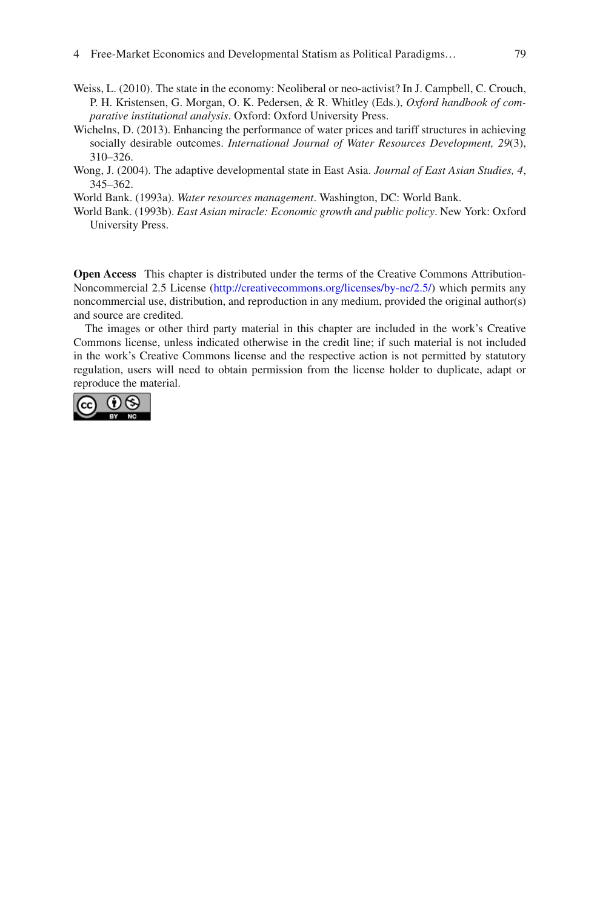Weiss, L. (2010). The state in the economy: Neoliberal or neo-activist? In J. Campbell, C. Crouch, P. H. Kristensen, G. Morgan, O. K. Pedersen, & R. Whitley (Eds.), *Oxford handbook of comparative institutional analysis*. Oxford: Oxford University Press.

Wichelns, D. (2013). Enhancing the performance of water prices and tariff structures in achieving socially desirable outcomes. *International Journal of Water Resources Development, 29*(3), 310–326.

Wong, J. (2004). The adaptive developmental state in East Asia. *Journal of East Asian Studies, 4*, 345–362.

World Bank. (1993a). *Water resources management*. Washington, DC: World Bank.

World Bank. (1993b). *East Asian miracle: Economic growth and public policy*. New York: Oxford University Press.

**Open Access** This chapter is distributed under the terms of the Creative Commons Attribution-Noncommercial 2.5 License (http://creativecommons.org/licenses/by-nc/2.5/) which permits any noncommercial use, distribution, and reproduction in any medium, provided the original author(s) and source are credited.

The images or other third party material in this chapter are included in the work's Creative Commons license, unless indicated otherwise in the credit line; if such material is not included in the work's Creative Commons license and the respective action is not permitted by statutory regulation, users will need to obtain permission from the license holder to duplicate, adapt or reproduce the material.